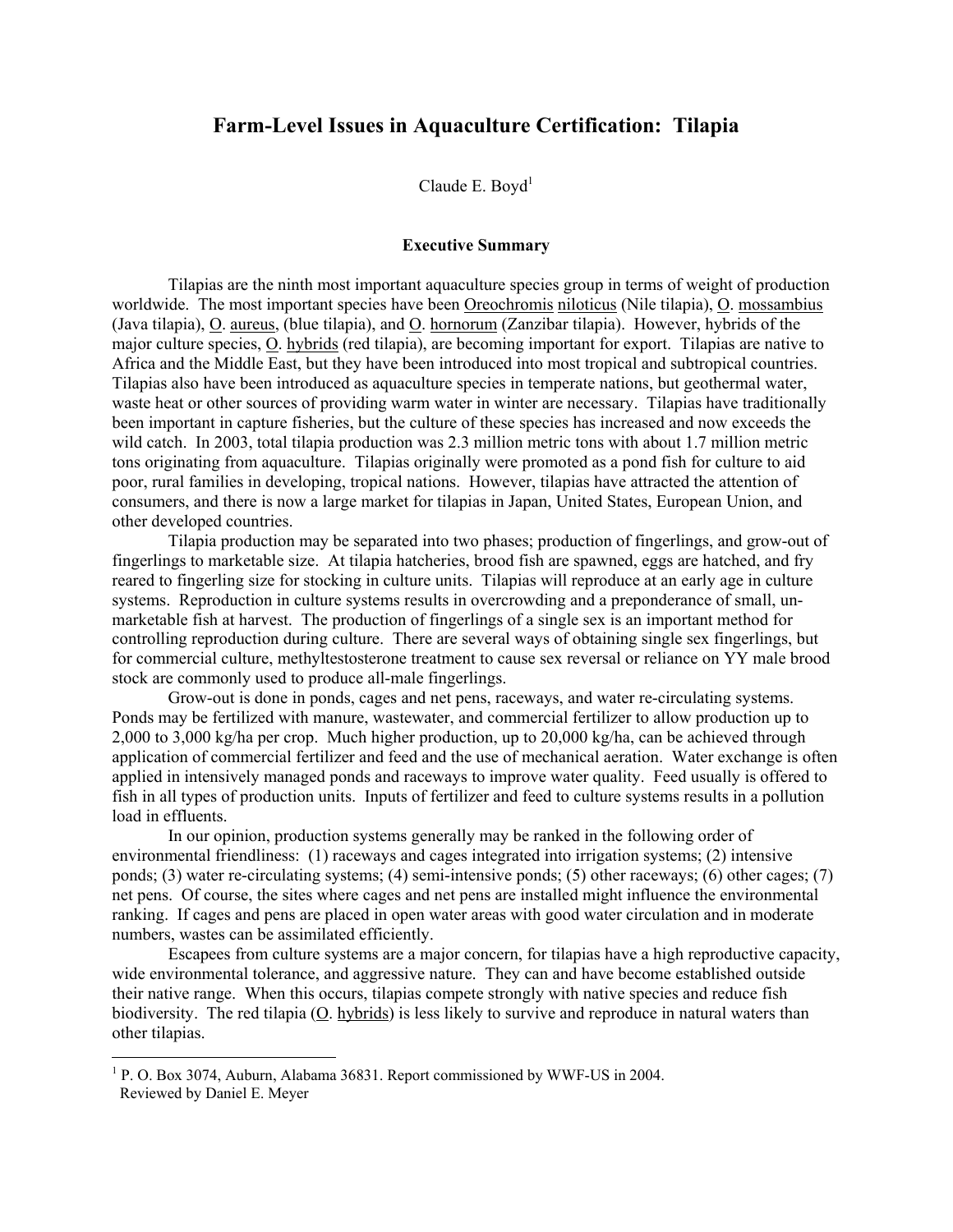# Farm-Level Issues in Aquaculture Certification: Tilapia

Claude E. Boyd[1]

## Executive Summary

Tilapias are the ninth most important aquaculture species group in terms of weight of production worldwide. The most important species have been Oreochromis niloticus (Nile tilapia), O. mossambius (Java tilapia), O. aureus, (blue tilapia), and O. hornorum (Zanzibar tilapia). However, hybrids of the major culture species, O. hybrids (red tilapia), are becoming important for export. Tilapias are native to Africa and the Middle East, but they have been introduced into most tropical and subtropical countries. Tilapias also have been introduced as aquaculture species in temperate nations, but geothermal water, waste heat or other sources of providing warm water in winter are necessary. Tilapias have traditionally been important in capture fisheries, but the culture of these species has increased and now exceeds the wild catch. In 2003, total tilapia production was 2.3 million metric tons with about 1.7 million metric tons originating from aquaculture. Tilapias originally were promoted as a pond fish for culture to aid poor, rural families in developing, tropical nations. However, tilapias have attracted the attention of consumers, and there is now a large market for tilapias in Japan, United States, European Union, and other developed countries.

Tilapia production may be separated into two phases; production of fingerlings, and grow-out of fingerlings to marketable size. At tilapia hatcheries, brood fish are spawned, eggs are hatched, and fry reared to fingerling size for stocking in culture units. Tilapias will reproduce at an early age in culture systems. Reproduction in culture systems results in overcrowding and a preponderance of small, un-marketable fish at harvest. The production of fingerlings of a single sex is an important method for controlling reproduction during culture. There are several ways of obtaining single sex fingerlings, but for commercial culture, methyltestosterone treatment to cause sex reversal or reliance on YY male brood stock are commonly used to produce all-male fingerlings.

Grow-out is done in ponds, cages and net pens, raceways, and water re-circulating systems. Ponds may be fertilized with manure, wastewater, and commercial fertilizer to allow production up to 2,000 to 3,000 kg/ha per crop. Much higher production, up to 20,000 kg/ha, can be achieved through application of commercial fertilizer and feed and the use of mechanical aeration. Water exchange is often applied in intensively managed ponds and raceways to improve water quality. Feed usually is offered to fish in all types of production units. Inputs of fertilizer and feed to culture systems results in a pollution load in effluents.

In our opinion, production systems generally may be ranked in the following order of environmental friendliness: (1) raceways and cages integrated into irrigation systems; (2) intensive ponds; (3) water re-circulating systems; (4) semi-intensive ponds; (5) other raceways; (6) other cages; (7) net pens. Of course, the sites where cages and net pens are installed might influence the environmental ranking. If cages and pens are placed in open water areas with good water circulation and in moderate numbers, wastes can be assimilated efficiently.

Escapees from culture systems are a major concern, for tilapias have a high reproductive capacity, wide environmental tolerance, and aggressive nature. They can and have become established outside their native range. When this occurs, tilapias compete strongly with native species and reduce fish biodiversity. The red tilapia (O. hybrids) is less likely to survive and reproduce in natural waters than other tilapias.

---

[1] P. O. Box 3074, Auburn, Alabama 36831. Report commissioned by WWF-US in 2004. Reviewed by Daniel E. Meyer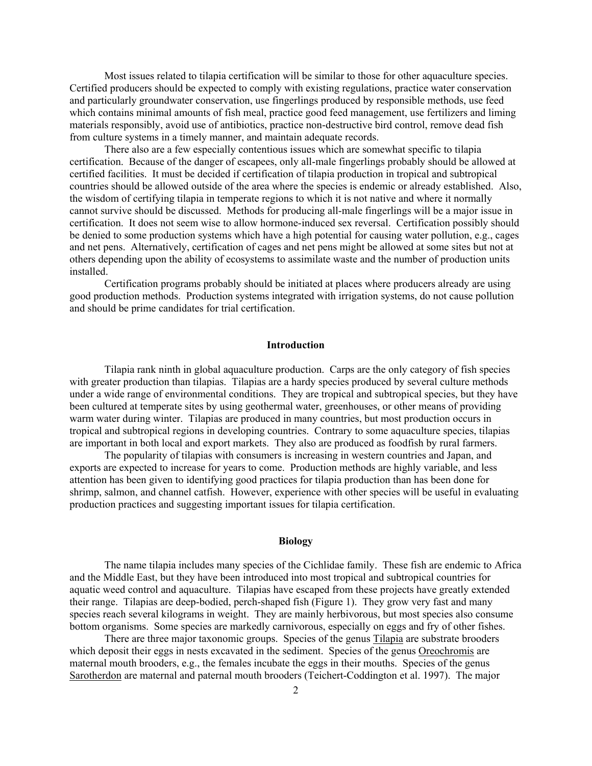Most issues related to tilapia certification will be similar to those for other aquaculture species. Certified producers should be expected to comply with existing regulations, practice water conservation and particularly groundwater conservation, use fingerlings produced by responsible methods, use feed which contains minimal amounts of fish meal, practice good feed management, use fertilizers and liming materials responsibly, avoid use of antibiotics, practice non-destructive bird control, remove dead fish from culture systems in a timely manner, and maintain adequate records.

There also are a few especially contentious issues which are somewhat specific to tilapia certification. Because of the danger of escapees, only all-male fingerlings probably should be allowed at certified facilities. It must be decided if certification of tilapia production in tropical and subtropical countries should be allowed outside of the area where the species is endemic or already established. Also, the wisdom of certifying tilapia in temperate regions to which it is not native and where it normally cannot survive should be discussed. Methods for producing all-male fingerlings will be a major issue in certification. It does not seem wise to allow hormone-induced sex reversal. Certification possibly should be denied to some production systems which have a high potential for causing water pollution, e.g., cages and net pens. Alternatively, certification of cages and net pens might be allowed at some sites but not at others depending upon the ability of ecosystems to assimilate waste and the number of production units installed.

Certification programs probably should be initiated at places where producers already are using good production methods. Production systems integrated with irrigation systems, do not cause pollution and should be prime candidates for trial certification.

## Introduction

Tilapia rank ninth in global aquaculture production. Carps are the only category of fish species with greater production than tilapias. Tilapias are a hardy species produced by several culture methods under a wide range of environmental conditions. They are tropical and subtropical species, but they have been cultured at temperate sites by using geothermal water, greenhouses, or other means of providing warm water during winter. Tilapias are produced in many countries, but most production occurs in tropical and subtropical regions in developing countries. Contrary to some aquaculture species, tilapias are important in both local and export markets. They also are produced as foodfish by rural farmers.

The popularity of tilapias with consumers is increasing in western countries and Japan, and exports are expected to increase for years to come. Production methods are highly variable, and less attention has been given to identifying good practices for tilapia production than has been done for shrimp, salmon, and channel catfish. However, experience with other species will be useful in evaluating production practices and suggesting important issues for tilapia certification.

## Biology

The name tilapia includes many species of the Cichlidae family. These fish are endemic to Africa and the Middle East, but they have been introduced into most tropical and subtropical countries for aquatic weed control and aquaculture. Tilapias have escaped from these projects have greatly extended their range. Tilapias are deep-bodied, perch-shaped fish (Figure 1). They grow very fast and many species reach several kilograms in weight. They are mainly herbivorous, but most species also consume bottom organisms. Some species are markedly carnivorous, especially on eggs and fry of other fishes.

There are three major taxonomic groups. Species of the genus Tilapia are substrate brooders which deposit their eggs in nests excavated in the sediment. Species of the genus Oreochromis are maternal mouth brooders, e.g., the females incubate the eggs in their mouths. Species of the genus Sarotherdon are maternal and paternal mouth brooders (Teichert-Coddington et al. 1997). The major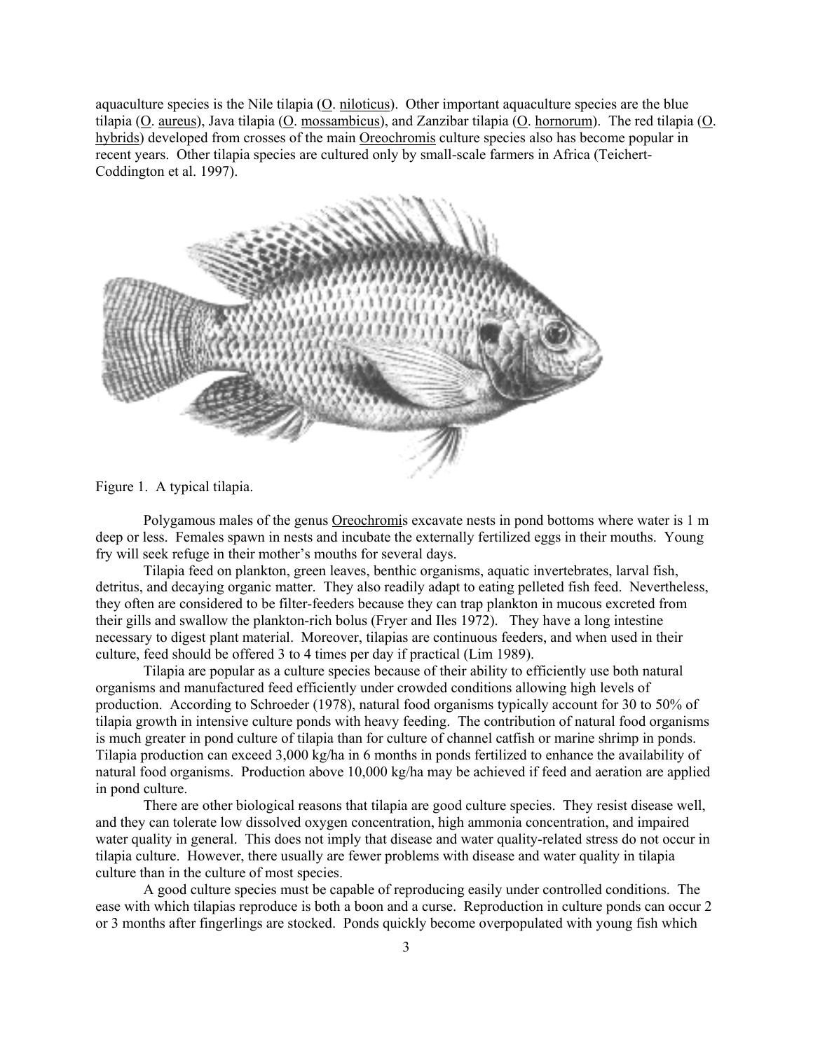aquaculture species is the Nile tilapia (O. niloticus). Other important aquaculture species are the blue tilapia (O. aureus), Java tilapia (O. mossambicus), and Zanzibar tilapia (O. hornorum). The red tilapia (O. hybrids) developed from crosses of the main Oreochromis culture species also has become popular in recent years. Other tilapia species are cultured only by small-scale farmers in Africa (Teichert-Coddington et al. 1997).

Figure 1. A typical tilapia.

Polygamous males of the genus Oreochromis excavate nests in pond bottoms where water is 1 m deep or less. Females spawn in nests and incubate the externally fertilized eggs in their mouths. Young fry will seek refuge in their mother's mouths for several days.

Tilapia feed on plankton, green leaves, benthic organisms, aquatic invertebrates, larval fish, detritus, and decaying organic matter. They also readily adapt to eating pelleted fish feed. Nevertheless, they often are considered to be filter-feeders because they can trap plankton in mucous excreted from their gills and swallow the plankton-rich bolus (Fryer and Iles 1972). They have a long intestine necessary to digest plant material. Moreover, tilapias are continuous feeders, and when used in their culture, feed should be offered 3 to 4 times per day if practical (Lim 1989).

Tilapia are popular as a culture species because of their ability to efficiently use both natural organisms and manufactured feed efficiently under crowded conditions allowing high levels of production. According to Schroeder (1978), natural food organisms typically account for 30 to 50% of tilapia growth in intensive culture ponds with heavy feeding. The contribution of natural food organisms is much greater in pond culture of tilapia than for culture of channel catfish or marine shrimp in ponds. Tilapia production can exceed 3,000 kg/ha in 6 months in ponds fertilized to enhance the availability of natural food organisms. Production above 10,000 kg/ha may be achieved if feed and aeration are applied in pond culture.

There are other biological reasons that tilapia are good culture species. They resist disease well, and they can tolerate low dissolved oxygen concentration, high ammonia concentration, and impaired water quality in general. This does not imply that disease and water quality-related stress do not occur in tilapia culture. However, there usually are fewer problems with disease and water quality in tilapia culture than in the culture of most species.

A good culture species must be capable of reproducing easily under controlled conditions. The ease with which tilapias reproduce is both a boon and a curse. Reproduction in culture ponds can occur 2 or 3 months after fingerlings are stocked. Ponds quickly become overpopulated with young fish which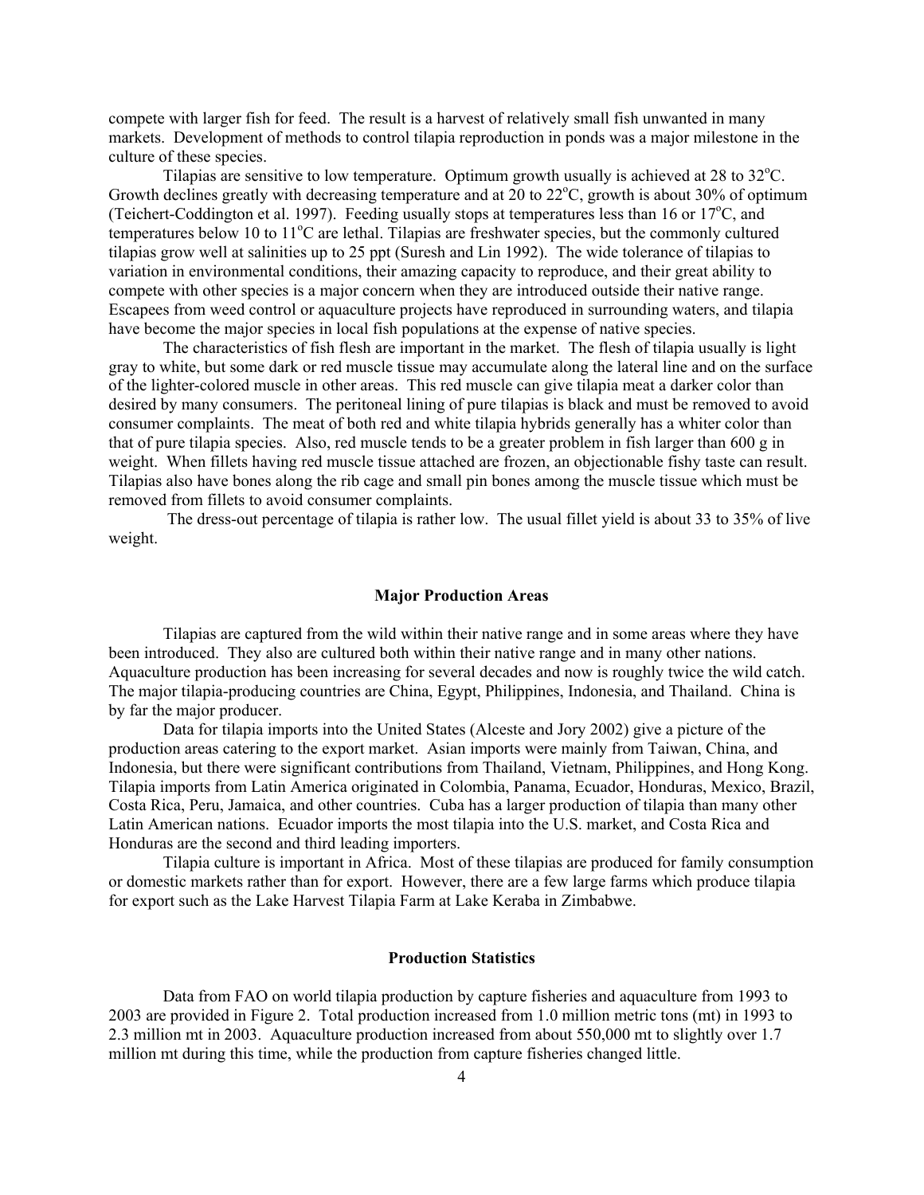compete with larger fish for feed. The result is a harvest of relatively small fish unwanted in many markets. Development of methods to control tilapia reproduction in ponds was a major milestone in the culture of these species.

Tilapias are sensitive to low temperature. Optimum growth usually is achieved at 28 to 32$^{o}$C. Growth declines greatly with decreasing temperature and at 20 to 22$^{o}$C, growth is about 30% of optimum (Teichert-Coddington et al. 1997). Feeding usually stops at temperatures less than 16 or 17$^{o}$C, and temperatures below 10 to 11$^{o}$C are lethal. Tilapias are freshwater species, but the commonly cultured tilapias grow well at salinities up to 25 ppt (Suresh and Lin 1992). The wide tolerance of tilapias to variation in environmental conditions, their amazing capacity to reproduce, and their great ability to compete with other species is a major concern when they are introduced outside their native range. Escapees from weed control or aquaculture projects have reproduced in surrounding waters, and tilapia have become the major species in local fish populations at the expense of native species.

The characteristics of fish flesh are important in the market. The flesh of tilapia usually is light gray to white, but some dark or red muscle tissue may accumulate along the lateral line and on the surface of the lighter-colored muscle in other areas. This red muscle can give tilapia meat a darker color than desired by many consumers. The peritoneal lining of pure tilapias is black and must be removed to avoid consumer complaints. The meat of both red and white tilapia hybrids generally has a whiter color than that of pure tilapia species. Also, red muscle tends to be a greater problem in fish larger than 600 g in weight. When fillets having red muscle tissue attached are frozen, an objectionable fishy taste can result. Tilapias also have bones along the rib cage and small pin bones among the muscle tissue which must be removed from fillets to avoid consumer complaints.

The dress-out percentage of tilapia is rather low. The usual fillet yield is about 33 to 35% of live weight.

## Major Production Areas

Tilapias are captured from the wild within their native range and in some areas where they have been introduced. They also are cultured both within their native range and in many other nations. Aquaculture production has been increasing for several decades and now is roughly twice the wild catch. The major tilapia-producing countries are China, Egypt, Philippines, Indonesia, and Thailand. China is by far the major producer.

Data for tilapia imports into the United States (Alceste and Jory 2002) give a picture of the production areas catering to the export market. Asian imports were mainly from Taiwan, China, and Indonesia, but there were significant contributions from Thailand, Vietnam, Philippines, and Hong Kong. Tilapia imports from Latin America originated in Colombia, Panama, Ecuador, Honduras, Mexico, Brazil, Costa Rica, Peru, Jamaica, and other countries. Cuba has a larger production of tilapia than many other Latin American nations. Ecuador imports the most tilapia into the U.S. market, and Costa Rica and Honduras are the second and third leading importers.

Tilapia culture is important in Africa. Most of these tilapias are produced for family consumption or domestic markets rather than for export. However, there are a few large farms which produce tilapia for export such as the Lake Harvest Tilapia Farm at Lake Keraba in Zimbabwe.

## Production Statistics

Data from FAO on world tilapia production by capture fisheries and aquaculture from 1993 to 2003 are provided in Figure 2. Total production increased from 1.0 million metric tons (mt) in 1993 to 2.3 million mt in 2003. Aquaculture production increased from about 550,000 mt to slightly over 1.7 million mt during this time, while the production from capture fisheries changed little.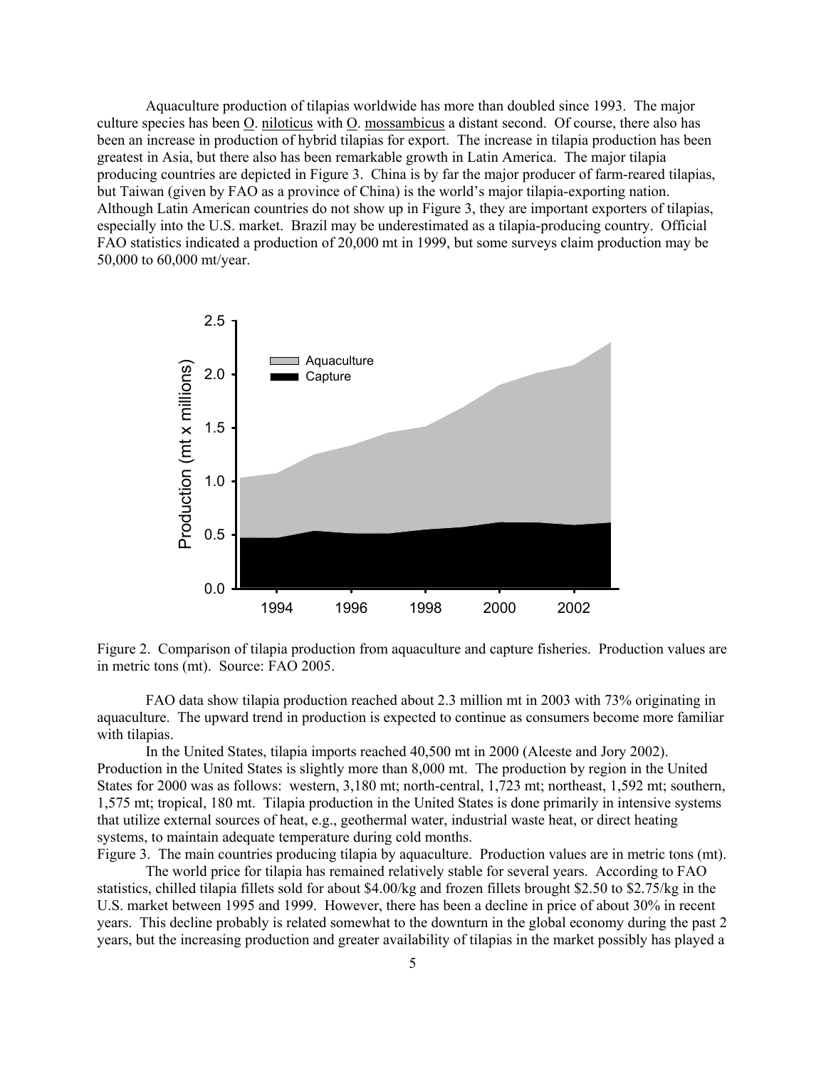Aquaculture production of tilapias worldwide has more than doubled since 1993. The major culture species has been O. niloticus with O. mossambicus a distant second. Of course, there also has been an increase in production of hybrid tilapias for export. The increase in tilapia production has been greatest in Asia, but there also has been remarkable growth in Latin America. The major tilapia producing countries are depicted in Figure 3. China is by far the major producer of farm-reared tilapias, but Taiwan (given by FAO as a province of China) is the world's major tilapia-exporting nation. Although Latin American countries do not show up in Figure 3, they are important exporters of tilapias, especially into the U.S. market. Brazil may be underestimated as a tilapia-producing country. Official FAO statistics indicated a production of 20,000 mt in 1999, but some surveys claim production may be 50,000 to 60,000 mt/year.

Figure 2. Comparison of tilapia production from aquaculture and capture fisheries. Production values are in metric tons (mt). Source: FAO 2005.

FAO data show tilapia production reached about 2.3 million mt in 2003 with 73% originating in aquaculture. The upward trend in production is expected to continue as consumers become more familiar with tilapias.

In the United States, tilapia imports reached 40,500 mt in 2000 (Alceste and Jory 2002). Production in the United States is slightly more than 8,000 mt. The production by region in the United States for 2000 was as follows: western, 3,180 mt; north-central, 1,723 mt; northeast, 1,592 mt; southern, 1,575 mt; tropical, 180 mt. Tilapia production in the United States is done primarily in intensive systems that utilize external sources of heat, e.g., geothermal water, industrial waste heat, or direct heating systems, to maintain adequate temperature during cold months.

Figure 3. The main countries producing tilapia by aquaculture. Production values are in metric tons (mt).

The world price for tilapia has remained relatively stable for several years. According to FAO statistics, chilled tilapia fillets sold for about $4.00/kg and frozen fillets brought $2.50 to $2.75/kg in the U.S. market between 1995 and 1999. However, there has been a decline in price of about 30% in recent years. This decline probably is related somewhat to the downturn in the global economy during the past 2 years, but the increasing production and greater availability of tilapias in the market possibly has played a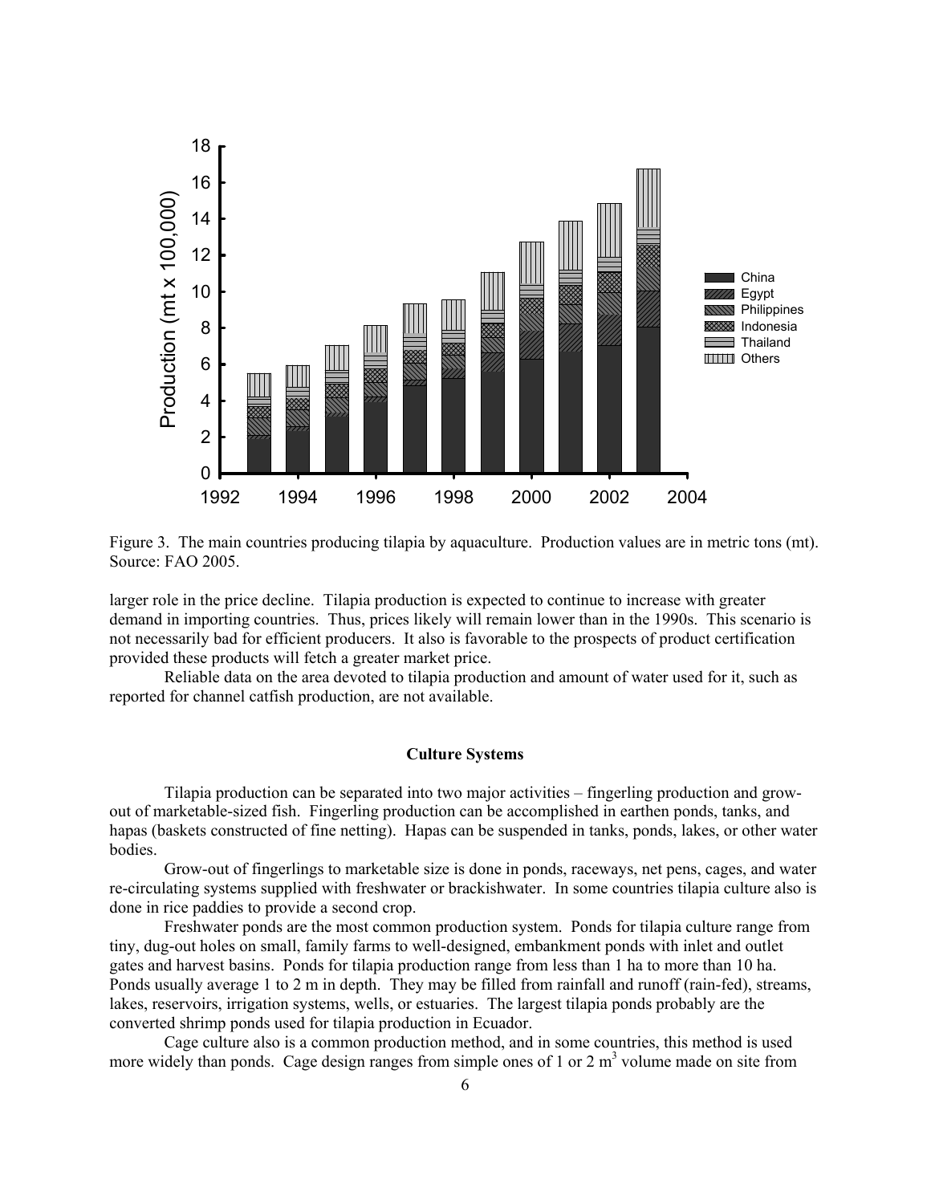Figure 3. The main countries producing tilapia by aquaculture. Production values are in metric tons (mt). Source: FAO 2005.

larger role in the price decline. Tilapia production is expected to continue to increase with greater demand in importing countries. Thus, prices likely will remain lower than in the 1990s. This scenario is not necessarily bad for efficient producers. It also is favorable to the prospects of product certification provided these products will fetch a greater market price.

Reliable data on the area devoted to tilapia production and amount of water used for it, such as reported for channel catfish production, are not available.

### Culture Systems

Tilapia production can be separated into two major activities – fingerling production and grow-out of marketable-sized fish. Fingerling production can be accomplished in earthen ponds, tanks, and hapas (baskets constructed of fine netting). Hapas can be suspended in tanks, ponds, lakes, or other water bodies.

Grow-out of fingerlings to marketable size is done in ponds, raceways, net pens, cages, and water re-circulating systems supplied with freshwater or brackishwater. In some countries tilapia culture also is done in rice paddies to provide a second crop.

Freshwater ponds are the most common production system. Ponds for tilapia culture range from tiny, dug-out holes on small, family farms to well-designed, embankment ponds with inlet and outlet gates and harvest basins. Ponds for tilapia production range from less than 1 ha to more than 10 ha. Ponds usually average 1 to 2 m in depth. They may be filled from rainfall and runoff (rain-fed), streams, lakes, reservoirs, irrigation systems, wells, or estuaries. The largest tilapia ponds probably are the converted shrimp ponds used for tilapia production in Ecuador.

Cage culture also is a common production method, and in some countries, this method is used more widely than ponds. Cage design ranges from simple ones of 1 or 2 $m^3$ volume made on site from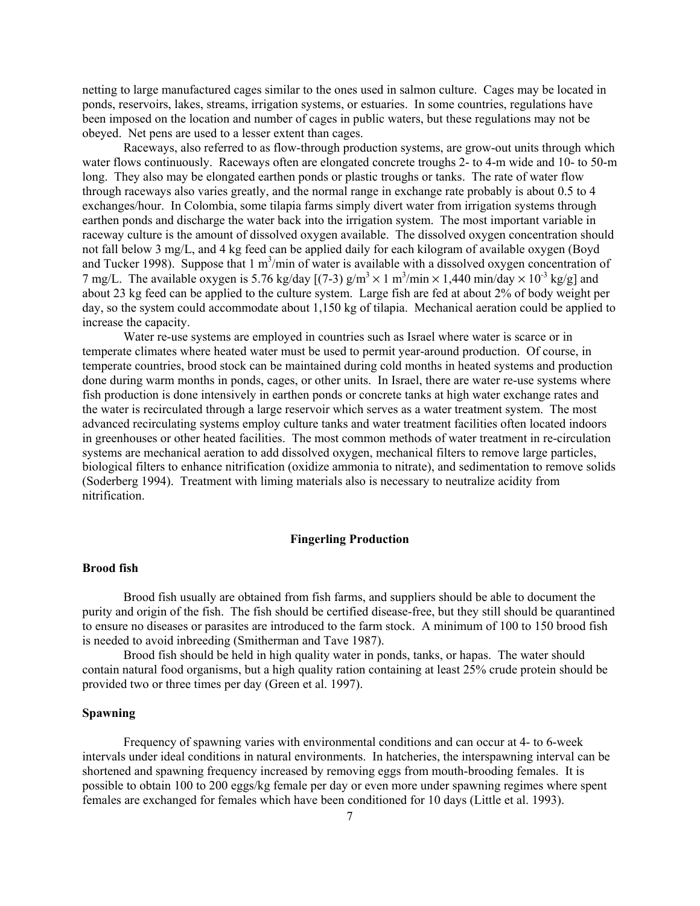netting to large manufactured cages similar to the ones used in salmon culture. Cages may be located in ponds, reservoirs, lakes, streams, irrigation systems, or estuaries. In some countries, regulations have been imposed on the location and number of cages in public waters, but these regulations may not be obeyed. Net pens are used to a lesser extent than cages.

Raceways, also referred to as flow-through production systems, are grow-out units through which water flows continuously. Raceways often are elongated concrete troughs 2- to 4-m wide and 10- to 50-m long. They also may be elongated earthen ponds or plastic troughs or tanks. The rate of water flow through raceways also varies greatly, and the normal range in exchange rate probably is about 0.5 to 4 exchanges/hour. In Colombia, some tilapia farms simply divert water from irrigation systems through earthen ponds and discharge the water back into the irrigation system. The most important variable in raceway culture is the amount of dissolved oxygen available. The dissolved oxygen concentration should not fall below 3 mg/L, and 4 kg feed can be applied daily for each kilogram of available oxygen (Boyd and Tucker 1998). Suppose that 1 $m^3$/min of water is available with a dissolved oxygen concentration of 7 mg/L. The available oxygen is 5.76 kg/day [$(7-3)\ g/m^3 \times 1\ m^3/min \times 1{,}440\ min/day \times 10^{-3}\ kg/g$] and about 23 kg feed can be applied to the culture system. Large fish are fed at about 2% of body weight per day, so the system could accommodate about 1,150 kg of tilapia. Mechanical aeration could be applied to increase the capacity.

Water re-use systems are employed in countries such as Israel where water is scarce or in temperate climates where heated water must be used to permit year-around production. Of course, in temperate countries, brood stock can be maintained during cold months in heated systems and production done during warm months in ponds, cages, or other units. In Israel, there are water re-use systems where fish production is done intensively in earthen ponds or concrete tanks at high water exchange rates and the water is recirculated through a large reservoir which serves as a water treatment system. The most advanced recirculating systems employ culture tanks and water treatment facilities often located indoors in greenhouses or other heated facilities. The most common methods of water treatment in re-circulation systems are mechanical aeration to add dissolved oxygen, mechanical filters to remove large particles, biological filters to enhance nitrification (oxidize ammonia to nitrate), and sedimentation to remove solids (Soderberg 1994). Treatment with liming materials also is necessary to neutralize acidity from nitrification.

## Fingerling Production

### Brood fish

Brood fish usually are obtained from fish farms, and suppliers should be able to document the purity and origin of the fish. The fish should be certified disease-free, but they still should be quarantined to ensure no diseases or parasites are introduced to the farm stock. A minimum of 100 to 150 brood fish is needed to avoid inbreeding (Smitherman and Tave 1987).

Brood fish should be held in high quality water in ponds, tanks, or hapas. The water should contain natural food organisms, but a high quality ration containing at least 25% crude protein should be provided two or three times per day (Green et al. 1997).

### Spawning

Frequency of spawning varies with environmental conditions and can occur at 4- to 6-week intervals under ideal conditions in natural environments. In hatcheries, the interspawning interval can be shortened and spawning frequency increased by removing eggs from mouth-brooding females. It is possible to obtain 100 to 200 eggs/kg female per day or even more under spawning regimes where spent females are exchanged for females which have been conditioned for 10 days (Little et al. 1993).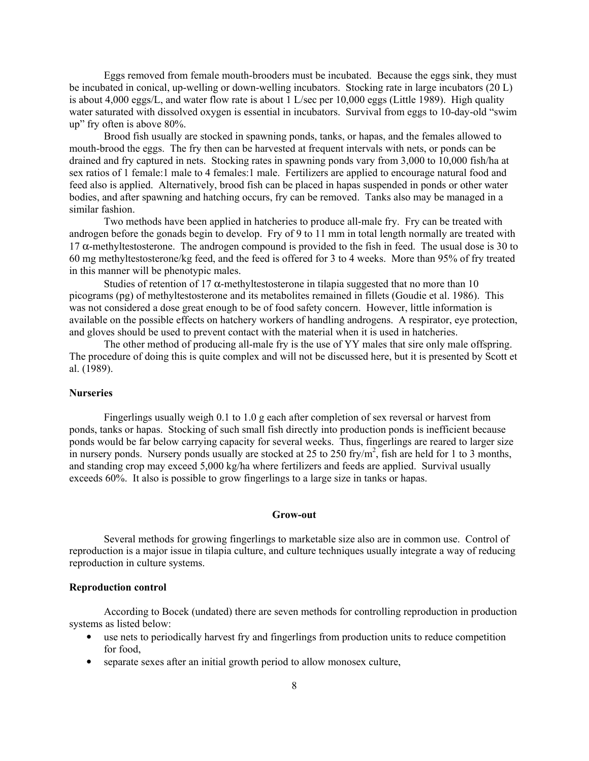Eggs removed from female mouth-brooders must be incubated. Because the eggs sink, they must be incubated in conical, up-welling or down-welling incubators. Stocking rate in large incubators (20 L) is about 4,000 eggs/L, and water flow rate is about 1 L/sec per 10,000 eggs (Little 1989). High quality water saturated with dissolved oxygen is essential in incubators. Survival from eggs to 10-day-old "swim up" fry often is above 80%.

Brood fish usually are stocked in spawning ponds, tanks, or hapas, and the females allowed to mouth-brood the eggs. The fry then can be harvested at frequent intervals with nets, or ponds can be drained and fry captured in nets. Stocking rates in spawning ponds vary from 3,000 to 10,000 fish/ha at sex ratios of 1 female:1 male to 4 females:1 male. Fertilizers are applied to encourage natural food and feed also is applied. Alternatively, brood fish can be placed in hapas suspended in ponds or other water bodies, and after spawning and hatching occurs, fry can be removed. Tanks also may be managed in a similar fashion.

Two methods have been applied in hatcheries to produce all-male fry. Fry can be treated with androgen before the gonads begin to develop. Fry of 9 to 11 mm in total length normally are treated with 17 $\alpha$-methyltestosterone. The androgen compound is provided to the fish in feed. The usual dose is 30 to 60 mg methyltestosterone/kg feed, and the feed is offered for 3 to 4 weeks. More than 95% of fry treated in this manner will be phenotypic males.

Studies of retention of 17 $\alpha$-methyltestosterone in tilapia suggested that no more than 10 picograms (pg) of methyltestosterone and its metabolites remained in fillets (Goudie et al. 1986). This was not considered a dose great enough to be of food safety concern. However, little information is available on the possible effects on hatchery workers of handling androgens. A respirator, eye protection, and gloves should be used to prevent contact with the material when it is used in hatcheries.

The other method of producing all-male fry is the use of YY males that sire only male offspring. The procedure of doing this is quite complex and will not be discussed here, but it is presented by Scott et al. (1989).

### Nurseries

Fingerlings usually weigh 0.1 to 1.0 g each after completion of sex reversal or harvest from ponds, tanks or hapas. Stocking of such small fish directly into production ponds is inefficient because ponds would be far below carrying capacity for several weeks. Thus, fingerlings are reared to larger size in nursery ponds. Nursery ponds usually are stocked at 25 to 250 fry/m$^2$, fish are held for 1 to 3 months, and standing crop may exceed 5,000 kg/ha where fertilizers and feeds are applied. Survival usually exceeds 60%. It also is possible to grow fingerlings to a large size in tanks or hapas.

## Grow-out

Several methods for growing fingerlings to marketable size also are in common use. Control of reproduction is a major issue in tilapia culture, and culture techniques usually integrate a way of reducing reproduction in culture systems.

### Reproduction control

According to Bocek (undated) there are seven methods for controlling reproduction in production systems as listed below:

- use nets to periodically harvest fry and fingerlings from production units to reduce competition for food,
- separate sexes after an initial growth period to allow monosex culture,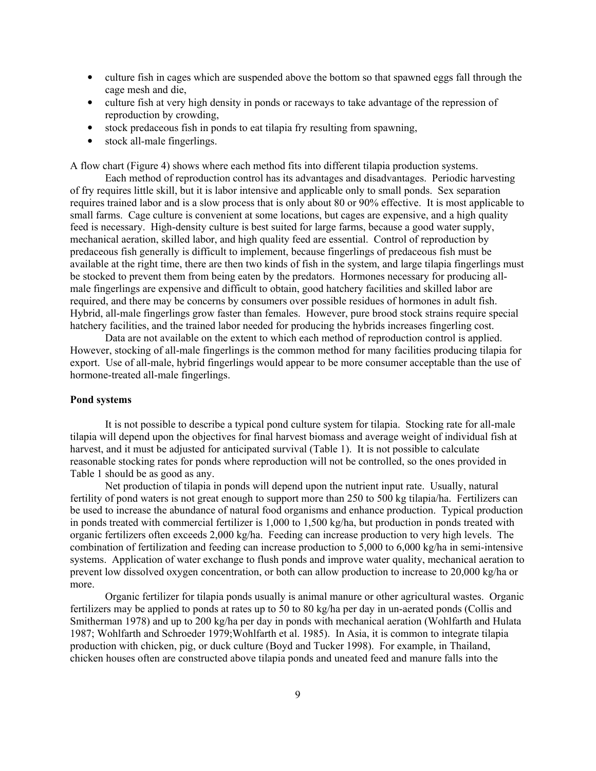- culture fish in cages which are suspended above the bottom so that spawned eggs fall through the cage mesh and die,
- culture fish at very high density in ponds or raceways to take advantage of the repression of reproduction by crowding,
- stock predaceous fish in ponds to eat tilapia fry resulting from spawning,
- stock all-male fingerlings.

A flow chart (Figure 4) shows where each method fits into different tilapia production systems.

Each method of reproduction control has its advantages and disadvantages. Periodic harvesting of fry requires little skill, but it is labor intensive and applicable only to small ponds. Sex separation requires trained labor and is a slow process that is only about 80 or 90% effective. It is most applicable to small farms. Cage culture is convenient at some locations, but cages are expensive, and a high quality feed is necessary. High-density culture is best suited for large farms, because a good water supply, mechanical aeration, skilled labor, and high quality feed are essential. Control of reproduction by predaceous fish generally is difficult to implement, because fingerlings of predaceous fish must be available at the right time, there are then two kinds of fish in the system, and large tilapia fingerlings must be stocked to prevent them from being eaten by the predators. Hormones necessary for producing all-male fingerlings are expensive and difficult to obtain, good hatchery facilities and skilled labor are required, and there may be concerns by consumers over possible residues of hormones in adult fish. Hybrid, all-male fingerlings grow faster than females. However, pure brood stock strains require special hatchery facilities, and the trained labor needed for producing the hybrids increases fingerling cost.

Data are not available on the extent to which each method of reproduction control is applied. However, stocking of all-male fingerlings is the common method for many facilities producing tilapia for export. Use of all-male, hybrid fingerlings would appear to be more consumer acceptable than the use of hormone-treated all-male fingerlings.

**Pond systems**

It is not possible to describe a typical pond culture system for tilapia. Stocking rate for all-male tilapia will depend upon the objectives for final harvest biomass and average weight of individual fish at harvest, and it must be adjusted for anticipated survival (Table 1). It is not possible to calculate reasonable stocking rates for ponds where reproduction will not be controlled, so the ones provided in Table 1 should be as good as any.

Net production of tilapia in ponds will depend upon the nutrient input rate. Usually, natural fertility of pond waters is not great enough to support more than 250 to 500 kg tilapia/ha. Fertilizers can be used to increase the abundance of natural food organisms and enhance production. Typical production in ponds treated with commercial fertilizer is 1,000 to 1,500 kg/ha, but production in ponds treated with organic fertilizers often exceeds 2,000 kg/ha. Feeding can increase production to very high levels. The combination of fertilization and feeding can increase production to 5,000 to 6,000 kg/ha in semi-intensive systems. Application of water exchange to flush ponds and improve water quality, mechanical aeration to prevent low dissolved oxygen concentration, or both can allow production to increase to 20,000 kg/ha or more.

Organic fertilizer for tilapia ponds usually is animal manure or other agricultural wastes. Organic fertilizers may be applied to ponds at rates up to 50 to 80 kg/ha per day in un-aerated ponds (Collis and Smitherman 1978) and up to 200 kg/ha per day in ponds with mechanical aeration (Wohlfarth and Hulata 1987; Wohlfarth and Schroeder 1979;Wohlfarth et al. 1985). In Asia, it is common to integrate tilapia production with chicken, pig, or duck culture (Boyd and Tucker 1998). For example, in Thailand, chicken houses often are constructed above tilapia ponds and uneaten feed and manure falls into the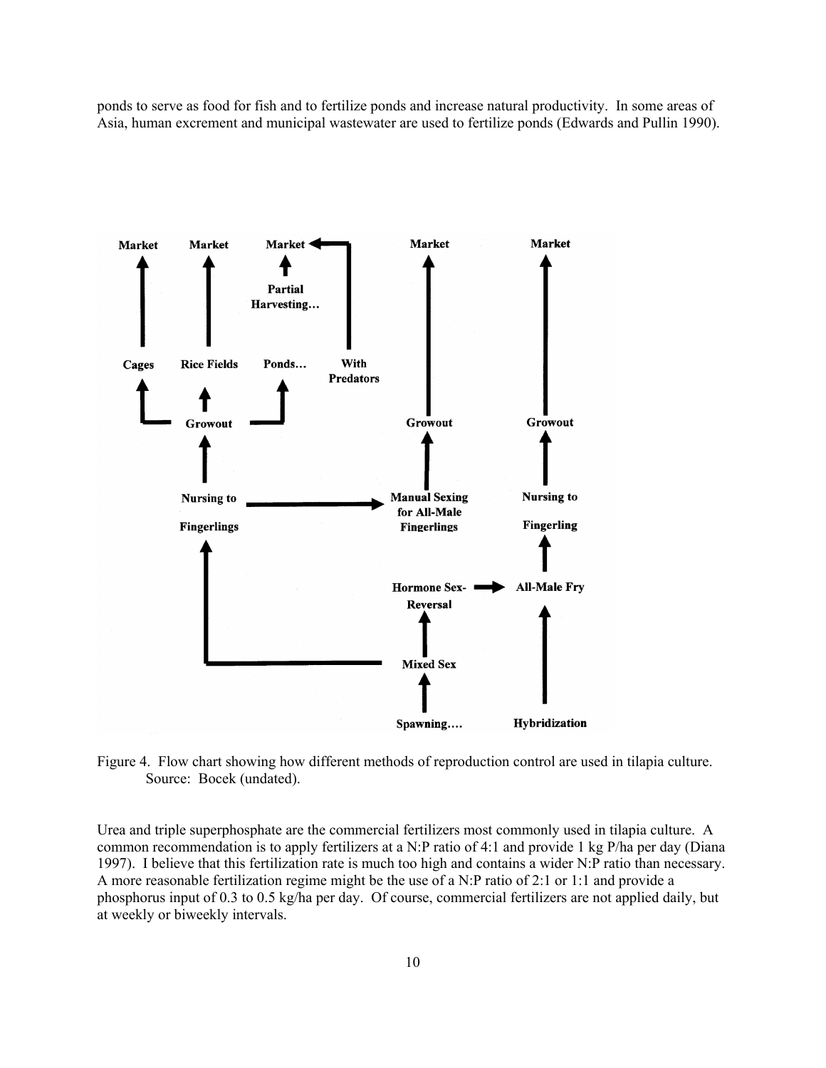ponds to serve as food for fish and to fertilize ponds and increase natural productivity. In some areas of Asia, human excrement and municipal wastewater are used to fertilize ponds (Edwards and Pullin 1990).

Figure 4. Flow chart showing how different methods of reproduction control are used in tilapia culture. Source: Bocek (undated).

Urea and triple superphosphate are the commercial fertilizers most commonly used in tilapia culture. A common recommendation is to apply fertilizers at a N:P ratio of 4:1 and provide 1 kg P/ha per day (Diana 1997). I believe that this fertilization rate is much too high and contains a wider N:P ratio than necessary. A more reasonable fertilization regime might be the use of a N:P ratio of 2:1 or 1:1 and provide a phosphorus input of 0.3 to 0.5 kg/ha per day. Of course, commercial fertilizers are not applied daily, but at weekly or biweekly intervals.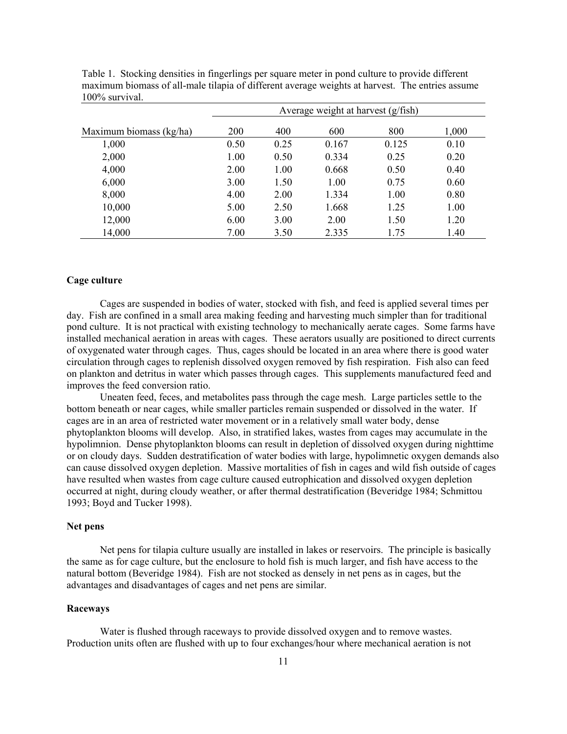Table 1. Stocking densities in fingerlings per square meter in pond culture to provide different maximum biomass of all-male tilapia of different average weights at harvest. The entries assume 100% survival.

| | Average weight at harvest (g/fish) | | | | |
|---|---|---|---|---|---|
| Maximum biomass (kg/ha) | 200 | 400 | 600 | 800 | 1,000 |
| 1,000 | 0.50 | 0.25 | 0.167 | 0.125 | 0.10 |
| 2,000 | 1.00 | 0.50 | 0.334 | 0.25 | 0.20 |
| 4,000 | 2.00 | 1.00 | 0.668 | 0.50 | 0.40 |
| 6,000 | 3.00 | 1.50 | 1.00 | 0.75 | 0.60 |
| 8,000 | 4.00 | 2.00 | 1.334 | 1.00 | 0.80 |
| 10,000 | 5.00 | 2.50 | 1.668 | 1.25 | 1.00 |
| 12,000 | 6.00 | 3.00 | 2.00 | 1.50 | 1.20 |
| 14,000 | 7.00 | 3.50 | 2.335 | 1.75 | 1.40 |

**Cage culture**

Cages are suspended in bodies of water, stocked with fish, and feed is applied several times per day. Fish are confined in a small area making feeding and harvesting much simpler than for traditional pond culture. It is not practical with existing technology to mechanically aerate cages. Some farms have installed mechanical aeration in areas with cages. These aerators usually are positioned to direct currents of oxygenated water through cages. Thus, cages should be located in an area where there is good water circulation through cages to replenish dissolved oxygen removed by fish respiration. Fish also can feed on plankton and detritus in water which passes through cages. This supplements manufactured feed and improves the feed conversion ratio.

Uneaten feed, feces, and metabolites pass through the cage mesh. Large particles settle to the bottom beneath or near cages, while smaller particles remain suspended or dissolved in the water. If cages are in an area of restricted water movement or in a relatively small water body, dense phytoplankton blooms will develop. Also, in stratified lakes, wastes from cages may accumulate in the hypolimnion. Dense phytoplankton blooms can result in depletion of dissolved oxygen during nighttime or on cloudy days. Sudden destratification of water bodies with large, hypolimnetic oxygen demands also can cause dissolved oxygen depletion. Massive mortalities of fish in cages and wild fish outside of cages have resulted when wastes from cage culture caused eutrophication and dissolved oxygen depletion occurred at night, during cloudy weather, or after thermal destratification (Beveridge 1984; Schmittou 1993; Boyd and Tucker 1998).

**Net pens**

Net pens for tilapia culture usually are installed in lakes or reservoirs. The principle is basically the same as for cage culture, but the enclosure to hold fish is much larger, and fish have access to the natural bottom (Beveridge 1984). Fish are not stocked as densely in net pens as in cages, but the advantages and disadvantages of cages and net pens are similar.

**Raceways**

Water is flushed through raceways to provide dissolved oxygen and to remove wastes. Production units often are flushed with up to four exchanges/hour where mechanical aeration is not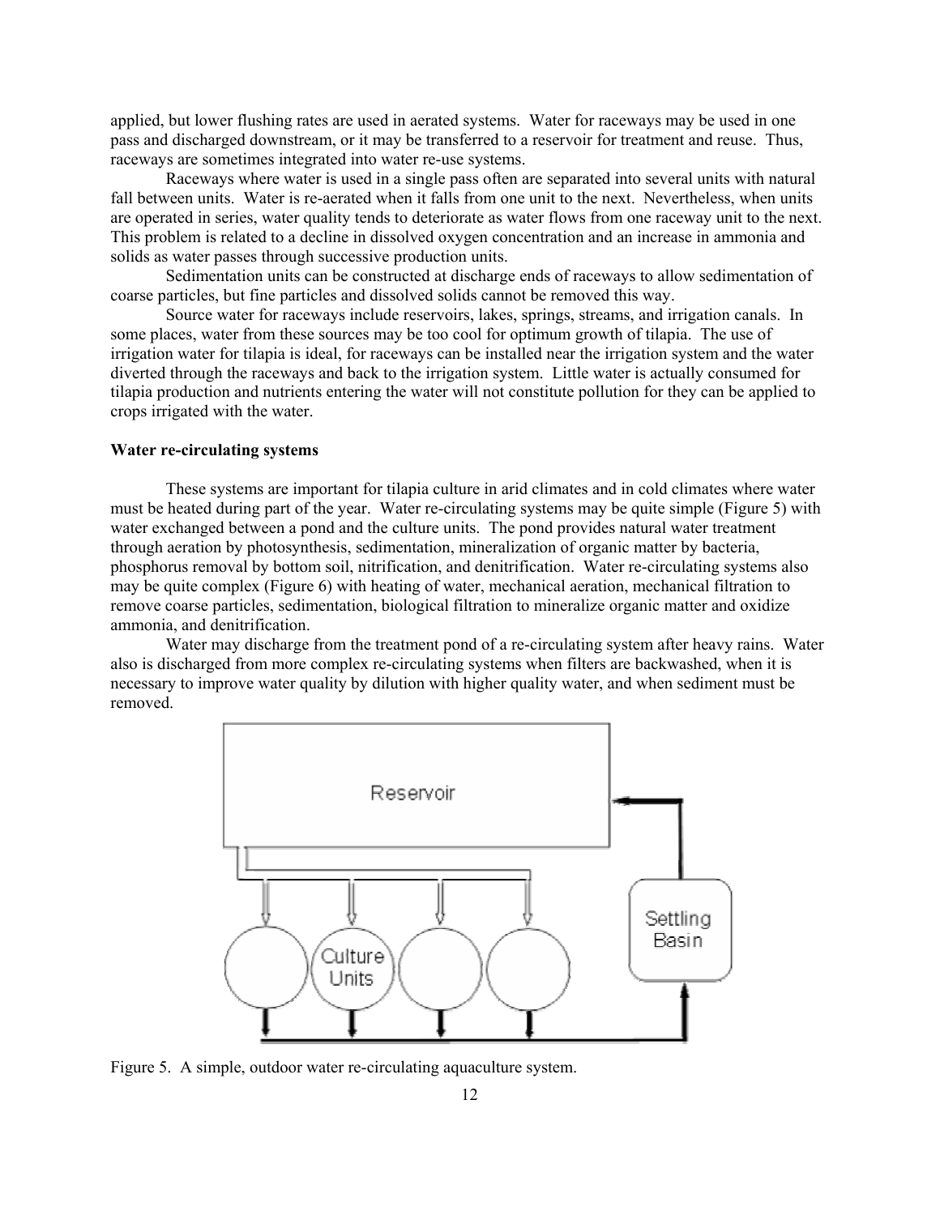applied, but lower flushing rates are used in aerated systems. Water for raceways may be used in one pass and discharged downstream, or it may be transferred to a reservoir for treatment and reuse. Thus, raceways are sometimes integrated into water re-use systems.

Raceways where water is used in a single pass often are separated into several units with natural fall between units. Water is re-aerated when it falls from one unit to the next. Nevertheless, when units are operated in series, water quality tends to deteriorate as water flows from one raceway unit to the next. This problem is related to a decline in dissolved oxygen concentration and an increase in ammonia and solids as water passes through successive production units.

Sedimentation units can be constructed at discharge ends of raceways to allow sedimentation of coarse particles, but fine particles and dissolved solids cannot be removed this way.

Source water for raceways include reservoirs, lakes, springs, streams, and irrigation canals. In some places, water from these sources may be too cool for optimum growth of tilapia. The use of irrigation water for tilapia is ideal, for raceways can be installed near the irrigation system and the water diverted through the raceways and back to the irrigation system. Little water is actually consumed for tilapia production and nutrients entering the water will not constitute pollution for they can be applied to crops irrigated with the water.

**Water re-circulating systems**

These systems are important for tilapia culture in arid climates and in cold climates where water must be heated during part of the year. Water re-circulating systems may be quite simple (Figure 5) with water exchanged between a pond and the culture units. The pond provides natural water treatment through aeration by photosynthesis, sedimentation, mineralization of organic matter by bacteria, phosphorus removal by bottom soil, nitrification, and denitrification. Water re-circulating systems also may be quite complex (Figure 6) with heating of water, mechanical aeration, mechanical filtration to remove coarse particles, sedimentation, biological filtration to mineralize organic matter and oxidize ammonia, and denitrification.

Water may discharge from the treatment pond of a re-circulating system after heavy rains. Water also is discharged from more complex re-circulating systems when filters are backwashed, when it is necessary to improve water quality by dilution with higher quality water, and when sediment must be removed.

Figure 5. A simple, outdoor water re-circulating aquaculture system.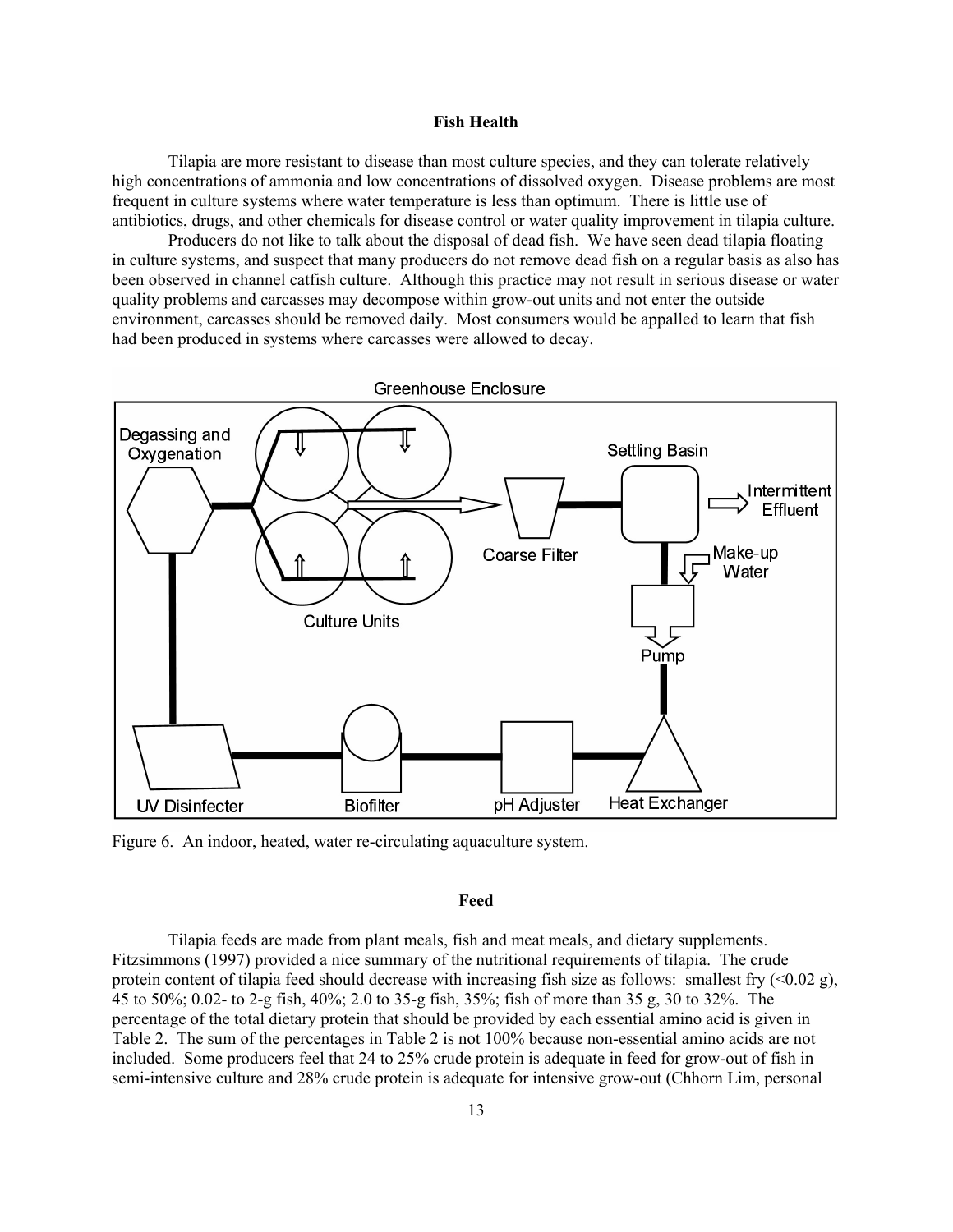## Fish Health

Tilapia are more resistant to disease than most culture species, and they can tolerate relatively high concentrations of ammonia and low concentrations of dissolved oxygen. Disease problems are most frequent in culture systems where water temperature is less than optimum. There is little use of antibiotics, drugs, and other chemicals for disease control or water quality improvement in tilapia culture.

Producers do not like to talk about the disposal of dead fish. We have seen dead tilapia floating in culture systems, and suspect that many producers do not remove dead fish on a regular basis as also has been observed in channel catfish culture. Although this practice may not result in serious disease or water quality problems and carcasses may decompose within grow-out units and not enter the outside environment, carcasses should be removed daily. Most consumers would be appalled to learn that fish had been produced in systems where carcasses were allowed to decay.

Figure 6. An indoor, heated, water re-circulating aquaculture system.

## Feed

Tilapia feeds are made from plant meals, fish and meat meals, and dietary supplements. Fitzsimmons (1997) provided a nice summary of the nutritional requirements of tilapia. The crude protein content of tilapia feed should decrease with increasing fish size as follows: smallest fry (<0.02 g), 45 to 50%; 0.02- to 2-g fish, 40%; 2.0 to 35-g fish, 35%; fish of more than 35 g, 30 to 32%. The percentage of the total dietary protein that should be provided by each essential amino acid is given in Table 2. The sum of the percentages in Table 2 is not 100% because non-essential amino acids are not included. Some producers feel that 24 to 25% crude protein is adequate in feed for grow-out of fish in semi-intensive culture and 28% crude protein is adequate for intensive grow-out (Chhorn Lim, personal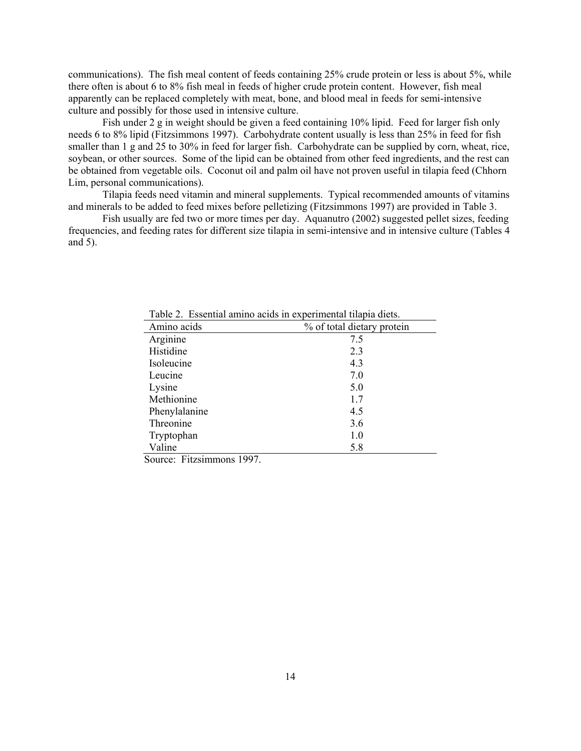communications). The fish meal content of feeds containing 25% crude protein or less is about 5%, while there often is about 6 to 8% fish meal in feeds of higher crude protein content. However, fish meal apparently can be replaced completely with meat, bone, and blood meal in feeds for semi-intensive culture and possibly for those used in intensive culture.

Fish under 2 g in weight should be given a feed containing 10% lipid. Feed for larger fish only needs 6 to 8% lipid (Fitzsimmons 1997). Carbohydrate content usually is less than 25% in feed for fish smaller than 1 g and 25 to 30% in feed for larger fish. Carbohydrate can be supplied by corn, wheat, rice, soybean, or other sources. Some of the lipid can be obtained from other feed ingredients, and the rest can be obtained from vegetable oils. Coconut oil and palm oil have not proven useful in tilapia feed (Chhorn Lim, personal communications).

Tilapia feeds need vitamin and mineral supplements. Typical recommended amounts of vitamins and minerals to be added to feed mixes before pelletizing (Fitzsimmons 1997) are provided in Table 3.

Fish usually are fed two or more times per day. Aquanutro (2002) suggested pellet sizes, feeding frequencies, and feeding rates for different size tilapia in semi-intensive and in intensive culture (Tables 4 and 5).

Table 2. Essential amino acids in experimental tilapia diets.

| Amino acids | % of total dietary protein |
|---|---|
| Arginine | 7.5 |
| Histidine | 2.3 |
| Isoleucine | 4.3 |
| Leucine | 7.0 |
| Lysine | 5.0 |
| Methionine | 1.7 |
| Phenylalanine | 4.5 |
| Threonine | 3.6 |
| Tryptophan | 1.0 |
| Valine | 5.8 |

Source: Fitzsimmons 1997.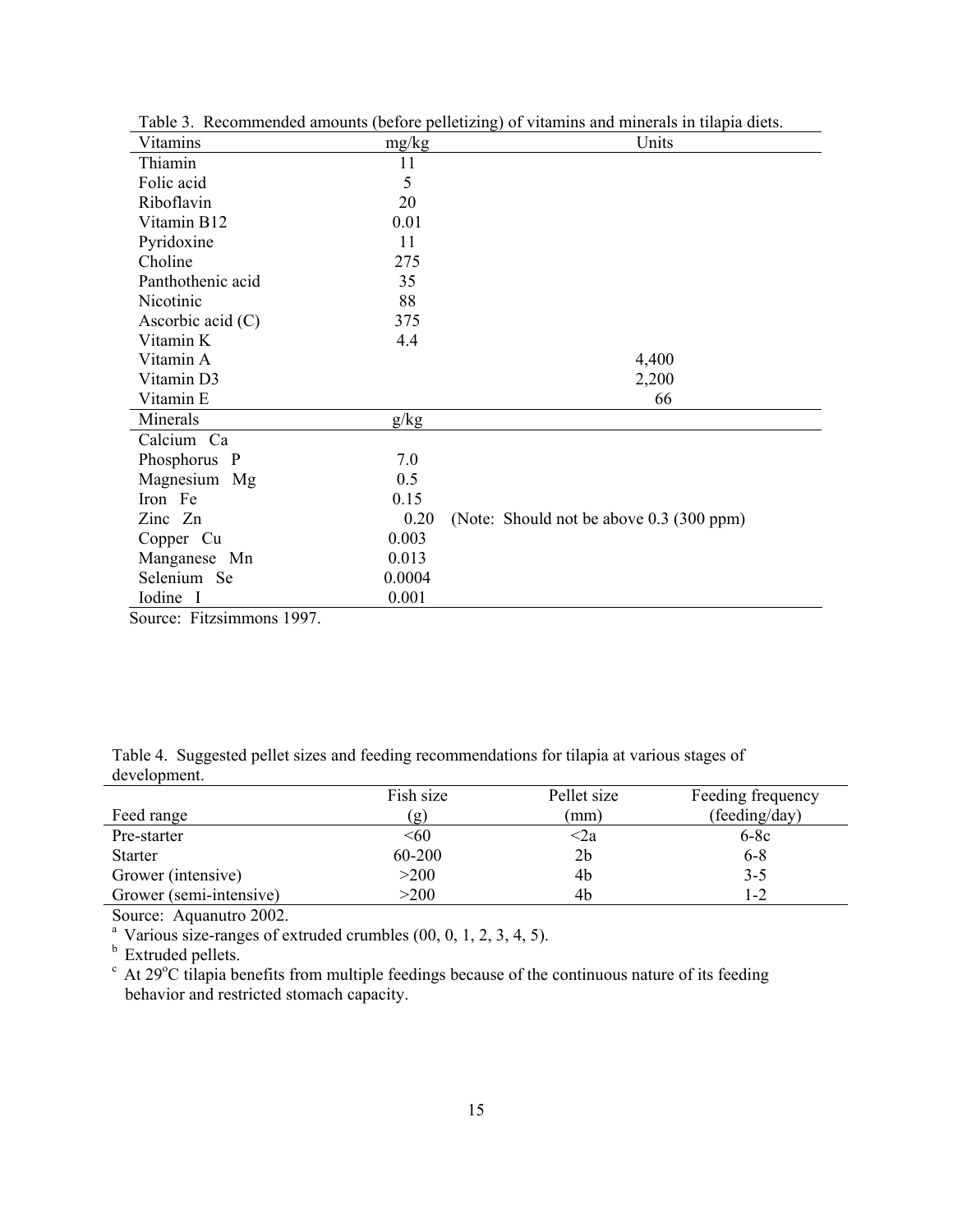Table 3. Recommended amounts (before pelletizing) of vitamins and minerals in tilapia diets.

| Vitamins | mg/kg | Units |
|---|---|---|
| Thiamin | 11 | |
| Folic acid | 5 | |
| Riboflavin | 20 | |
| Vitamin B12 | 0.01 | |
| Pyridoxine | 11 | |
| Choline | 275 | |
| Panthothenic acid | 35 | |
| Nicotinic | 88 | |
| Ascorbic acid (C) | 375 | |
| Vitamin K | 4.4 | |
| Vitamin A | | 4,400 |
| Vitamin D3 | | 2,200 |
| Vitamin E | | 66 |
| **Minerals** | **g/kg** | |
| Calcium Ca | | |
| Phosphorus P | 7.0 | |
| Magnesium Mg | 0.5 | |
| Iron Fe | 0.15 | |
| Zinc Zn | 0.20 | (Note: Should not be above 0.3 (300 ppm) |
| Copper Cu | 0.003 | |
| Manganese Mn | 0.013 | |
| Selenium Se | 0.0004 | |
| Iodine I | 0.001 | |

Source: Fitzsimmons 1997.

Table 4. Suggested pellet sizes and feeding recommendations for tilapia at various stages of development.

| Feed range | Fish size (g) | Pellet size (mm) | Feeding frequency (feeding/day) |
|---|---|---|---|
| Pre-starter | <60 | <2a | 6-8c |
| Starter | 60-200 | 2b | 6-8 |
| Grower (intensive) | >200 | 4b | 3-5 |
| Grower (semi-intensive) | >200 | 4b | 1-2 |

Source: Aquanutro 2002.

[a] Various size-ranges of extruded crumbles (00, 0, 1, 2, 3, 4, 5).

[b] Extruded pellets.

[c] At 29°C tilapia benefits from multiple feedings because of the continuous nature of its feeding behavior and restricted stomach capacity.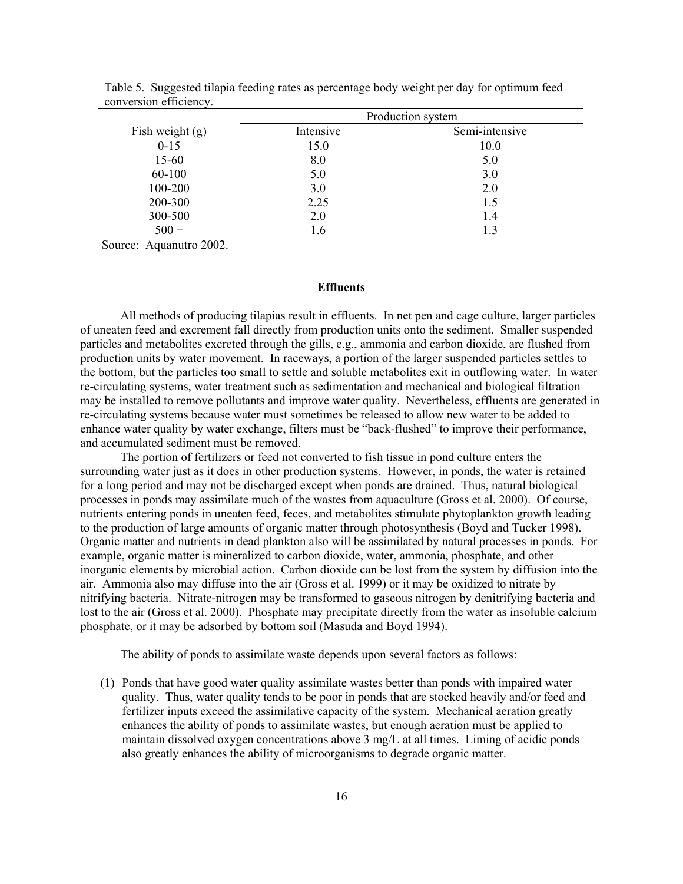Table 5. Suggested tilapia feeding rates as percentage body weight per day for optimum feed conversion efficiency.

| | Production system | |
|---|---|---|
| Fish weight (g) | Intensive | Semi-intensive |
| 0-15 | 15.0 | 10.0 |
| 15-60 | 8.0 | 5.0 |
| 60-100 | 5.0 | 3.0 |
| 100-200 | 3.0 | 2.0 |
| 200-300 | 2.25 | 1.5 |
| 300-500 | 2.0 | 1.4 |
| 500 + | 1.6 | 1.3 |

Source: Aquanutro 2002.

## Effluents

All methods of producing tilapias result in effluents. In net pen and cage culture, larger particles of uneaten feed and excrement fall directly from production units onto the sediment. Smaller suspended particles and metabolites excreted through the gills, e.g., ammonia and carbon dioxide, are flushed from production units by water movement. In raceways, a portion of the larger suspended particles settles to the bottom, but the particles too small to settle and soluble metabolites exit in outflowing water. In water re-circulating systems, water treatment such as sedimentation and mechanical and biological filtration may be installed to remove pollutants and improve water quality. Nevertheless, effluents are generated in re-circulating systems because water must sometimes be released to allow new water to be added to enhance water quality by water exchange, filters must be "back-flushed" to improve their performance, and accumulated sediment must be removed.

The portion of fertilizers or feed not converted to fish tissue in pond culture enters the surrounding water just as it does in other production systems. However, in ponds, the water is retained for a long period and may not be discharged except when ponds are drained. Thus, natural biological processes in ponds may assimilate much of the wastes from aquaculture (Gross et al. 2000). Of course, nutrients entering ponds in uneaten feed, feces, and metabolites stimulate phytoplankton growth leading to the production of large amounts of organic matter through photosynthesis (Boyd and Tucker 1998). Organic matter and nutrients in dead plankton also will be assimilated by natural processes in ponds. For example, organic matter is mineralized to carbon dioxide, water, ammonia, phosphate, and other inorganic elements by microbial action. Carbon dioxide can be lost from the system by diffusion into the air. Ammonia also may diffuse into the air (Gross et al. 1999) or it may be oxidized to nitrate by nitrifying bacteria. Nitrate-nitrogen may be transformed to gaseous nitrogen by denitrifying bacteria and lost to the air (Gross et al. 2000). Phosphate may precipitate directly from the water as insoluble calcium phosphate, or it may be adsorbed by bottom soil (Masuda and Boyd 1994).

The ability of ponds to assimilate waste depends upon several factors as follows:

(1) Ponds that have good water quality assimilate wastes better than ponds with impaired water quality. Thus, water quality tends to be poor in ponds that are stocked heavily and/or feed and fertilizer inputs exceed the assimilative capacity of the system. Mechanical aeration greatly enhances the ability of ponds to assimilate wastes, but enough aeration must be applied to maintain dissolved oxygen concentrations above 3 mg/L at all times. Liming of acidic ponds also greatly enhances the ability of microorganisms to degrade organic matter.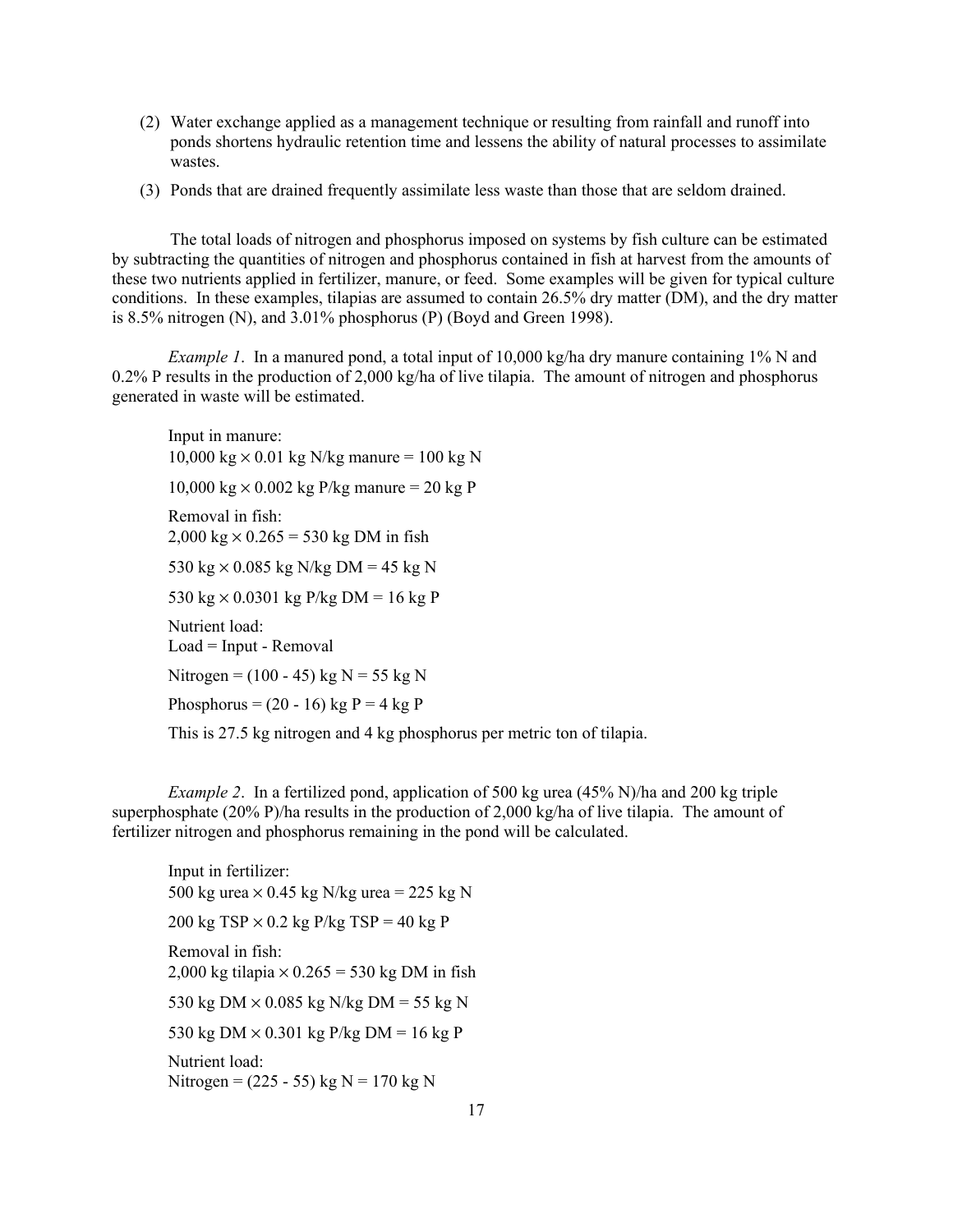(2) Water exchange applied as a management technique or resulting from rainfall and runoff into ponds shortens hydraulic retention time and lessens the ability of natural processes to assimilate wastes.

(3) Ponds that are drained frequently assimilate less waste than those that are seldom drained.

The total loads of nitrogen and phosphorus imposed on systems by fish culture can be estimated by subtracting the quantities of nitrogen and phosphorus contained in fish at harvest from the amounts of these two nutrients applied in fertilizer, manure, or feed. Some examples will be given for typical culture conditions. In these examples, tilapias are assumed to contain 26.5% dry matter (DM), and the dry matter is 8.5% nitrogen (N), and 3.01% phosphorus (P) (Boyd and Green 1998).

*Example 1*. In a manured pond, a total input of 10,000 kg/ha dry manure containing 1% N and 0.2% P results in the production of 2,000 kg/ha of live tilapia. The amount of nitrogen and phosphorus generated in waste will be estimated.

Input in manure:
$10{,}000 \text{ kg} \times 0.01 \text{ kg N/kg manure} = 100 \text{ kg N}$

$10{,}000 \text{ kg} \times 0.002 \text{ kg P/kg manure} = 20 \text{ kg P}$

Removal in fish:
$2{,}000 \text{ kg} \times 0.265 = 530 \text{ kg DM in fish}$

$530 \text{ kg} \times 0.085 \text{ kg N/kg DM} = 45 \text{ kg N}$

$530 \text{ kg} \times 0.0301 \text{ kg P/kg DM} = 16 \text{ kg P}$

Nutrient load:
Load = Input - Removal

Nitrogen = $(100 - 45) \text{ kg N} = 55 \text{ kg N}$

Phosphorus = $(20 - 16) \text{ kg P} = 4 \text{ kg P}$

This is 27.5 kg nitrogen and 4 kg phosphorus per metric ton of tilapia.

*Example 2*. In a fertilized pond, application of 500 kg urea (45% N)/ha and 200 kg triple superphosphate (20% P)/ha results in the production of 2,000 kg/ha of live tilapia. The amount of fertilizer nitrogen and phosphorus remaining in the pond will be calculated.

Input in fertilizer:
$500 \text{ kg urea} \times 0.45 \text{ kg N/kg urea} = 225 \text{ kg N}$

$200 \text{ kg TSP} \times 0.2 \text{ kg P/kg TSP} = 40 \text{ kg P}$

Removal in fish:
$2{,}000 \text{ kg tilapia} \times 0.265 = 530 \text{ kg DM in fish}$

$530 \text{ kg DM} \times 0.085 \text{ kg N/kg DM} = 55 \text{ kg N}$

$530 \text{ kg DM} \times 0.301 \text{ kg P/kg DM} = 16 \text{ kg P}$

Nutrient load:
Nitrogen = $(225 - 55) \text{ kg N} = 170 \text{ kg N}$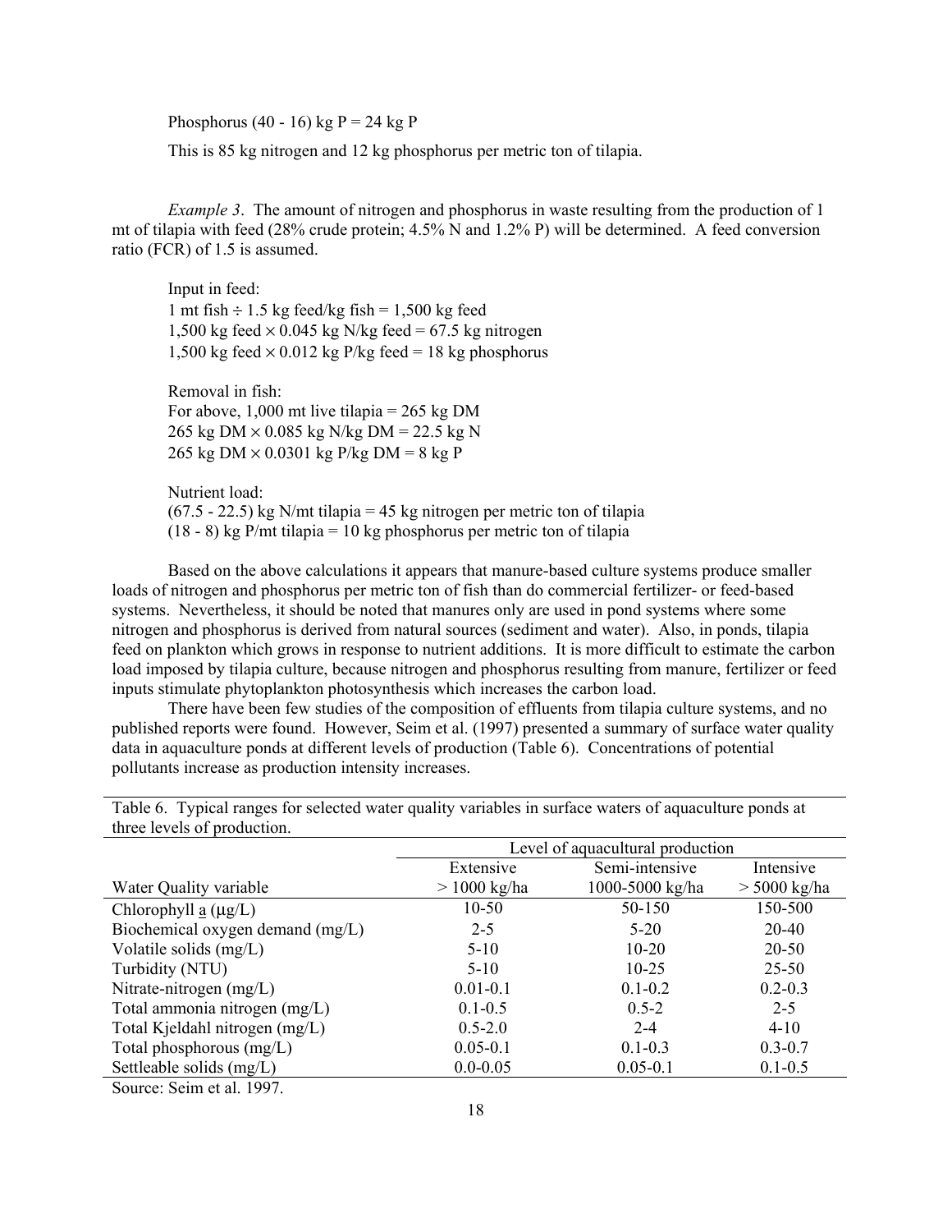Phosphorus (40 - 16) kg P = 24 kg P

This is 85 kg nitrogen and 12 kg phosphorus per metric ton of tilapia.

*Example 3*. The amount of nitrogen and phosphorus in waste resulting from the production of 1 mt of tilapia with feed (28% crude protein; 4.5% N and 1.2% P) will be determined. A feed conversion ratio (FCR) of 1.5 is assumed.

Input in feed:
1 mt fish ÷ 1.5 kg feed/kg fish = 1,500 kg feed
1,500 kg feed × 0.045 kg N/kg feed = 67.5 kg nitrogen
1,500 kg feed × 0.012 kg P/kg feed = 18 kg phosphorus

Removal in fish:
For above, 1,000 mt live tilapia = 265 kg DM
265 kg DM × 0.085 kg N/kg DM = 22.5 kg N
265 kg DM × 0.0301 kg P/kg DM = 8 kg P

Nutrient load:
(67.5 - 22.5) kg N/mt tilapia = 45 kg nitrogen per metric ton of tilapia
(18 - 8) kg P/mt tilapia = 10 kg phosphorus per metric ton of tilapia

Based on the above calculations it appears that manure-based culture systems produce smaller loads of nitrogen and phosphorus per metric ton of fish than do commercial fertilizer- or feed-based systems. Nevertheless, it should be noted that manures only are used in pond systems where some nitrogen and phosphorus is derived from natural sources (sediment and water). Also, in ponds, tilapia feed on plankton which grows in response to nutrient additions. It is more difficult to estimate the carbon load imposed by tilapia culture, because nitrogen and phosphorus resulting from manure, fertilizer or feed inputs stimulate phytoplankton photosynthesis which increases the carbon load.

There have been few studies of the composition of effluents from tilapia culture systems, and no published reports were found. However, Seim et al. (1997) presented a summary of surface water quality data in aquaculture ponds at different levels of production (Table 6). Concentrations of potential pollutants increase as production intensity increases.

Table 6. Typical ranges for selected water quality variables in surface waters of aquaculture ponds at three levels of production.

| | Level of aquacultural production | | |
|---|---|---|---|
| | Extensive | Semi-intensive | Intensive |
| Water Quality variable | > 1000 kg/ha | 1000-5000 kg/ha | > 5000 kg/ha |
| Chlorophyll a (µg/L) | 10-50 | 50-150 | 150-500 |
| Biochemical oxygen demand (mg/L) | 2-5 | 5-20 | 20-40 |
| Volatile solids (mg/L) | 5-10 | 10-20 | 20-50 |
| Turbidity (NTU) | 5-10 | 10-25 | 25-50 |
| Nitrate-nitrogen (mg/L) | 0.01-0.1 | 0.1-0.2 | 0.2-0.3 |
| Total ammonia nitrogen (mg/L) | 0.1-0.5 | 0.5-2 | 2-5 |
| Total Kjeldahl nitrogen (mg/L) | 0.5-2.0 | 2-4 | 4-10 |
| Total phosphorous (mg/L) | 0.05-0.1 | 0.1-0.3 | 0.3-0.7 |
| Settleable solids (mg/L) | 0.0-0.05 | 0.05-0.1 | 0.1-0.5 |

Source: Seim et al. 1997.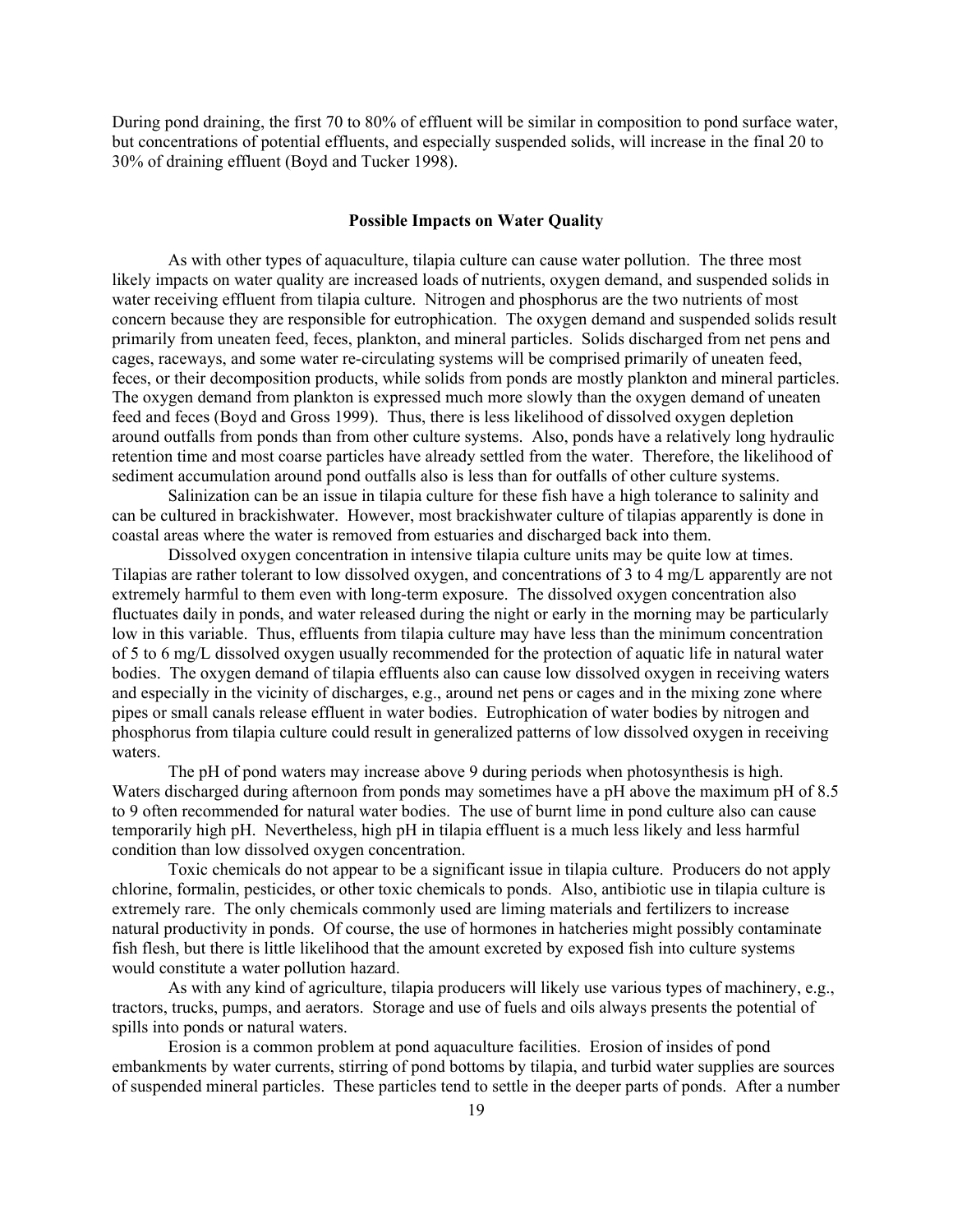During pond draining, the first 70 to 80% of effluent will be similar in composition to pond surface water, but concentrations of potential effluents, and especially suspended solids, will increase in the final 20 to 30% of draining effluent (Boyd and Tucker 1998).

## Possible Impacts on Water Quality

As with other types of aquaculture, tilapia culture can cause water pollution. The three most likely impacts on water quality are increased loads of nutrients, oxygen demand, and suspended solids in water receiving effluent from tilapia culture. Nitrogen and phosphorus are the two nutrients of most concern because they are responsible for eutrophication. The oxygen demand and suspended solids result primarily from uneaten feed, feces, plankton, and mineral particles. Solids discharged from net pens and cages, raceways, and some water re-circulating systems will be comprised primarily of uneaten feed, feces, or their decomposition products, while solids from ponds are mostly plankton and mineral particles. The oxygen demand from plankton is expressed much more slowly than the oxygen demand of uneaten feed and feces (Boyd and Gross 1999). Thus, there is less likelihood of dissolved oxygen depletion around outfalls from ponds than from other culture systems. Also, ponds have a relatively long hydraulic retention time and most coarse particles have already settled from the water. Therefore, the likelihood of sediment accumulation around pond outfalls also is less than for outfalls of other culture systems.

Salinization can be an issue in tilapia culture for these fish have a high tolerance to salinity and can be cultured in brackishwater. However, most brackishwater culture of tilapias apparently is done in coastal areas where the water is removed from estuaries and discharged back into them.

Dissolved oxygen concentration in intensive tilapia culture units may be quite low at times. Tilapias are rather tolerant to low dissolved oxygen, and concentrations of 3 to 4 mg/L apparently are not extremely harmful to them even with long-term exposure. The dissolved oxygen concentration also fluctuates daily in ponds, and water released during the night or early in the morning may be particularly low in this variable. Thus, effluents from tilapia culture may have less than the minimum concentration of 5 to 6 mg/L dissolved oxygen usually recommended for the protection of aquatic life in natural water bodies. The oxygen demand of tilapia effluents also can cause low dissolved oxygen in receiving waters and especially in the vicinity of discharges, e.g., around net pens or cages and in the mixing zone where pipes or small canals release effluent in water bodies. Eutrophication of water bodies by nitrogen and phosphorus from tilapia culture could result in generalized patterns of low dissolved oxygen in receiving waters.

The pH of pond waters may increase above 9 during periods when photosynthesis is high. Waters discharged during afternoon from ponds may sometimes have a pH above the maximum pH of 8.5 to 9 often recommended for natural water bodies. The use of burnt lime in pond culture also can cause temporarily high pH. Nevertheless, high pH in tilapia effluent is a much less likely and less harmful condition than low dissolved oxygen concentration.

Toxic chemicals do not appear to be a significant issue in tilapia culture. Producers do not apply chlorine, formalin, pesticides, or other toxic chemicals to ponds. Also, antibiotic use in tilapia culture is extremely rare. The only chemicals commonly used are liming materials and fertilizers to increase natural productivity in ponds. Of course, the use of hormones in hatcheries might possibly contaminate fish flesh, but there is little likelihood that the amount excreted by exposed fish into culture systems would constitute a water pollution hazard.

As with any kind of agriculture, tilapia producers will likely use various types of machinery, e.g., tractors, trucks, pumps, and aerators. Storage and use of fuels and oils always presents the potential of spills into ponds or natural waters.

Erosion is a common problem at pond aquaculture facilities. Erosion of insides of pond embankments by water currents, stirring of pond bottoms by tilapia, and turbid water supplies are sources of suspended mineral particles. These particles tend to settle in the deeper parts of ponds. After a number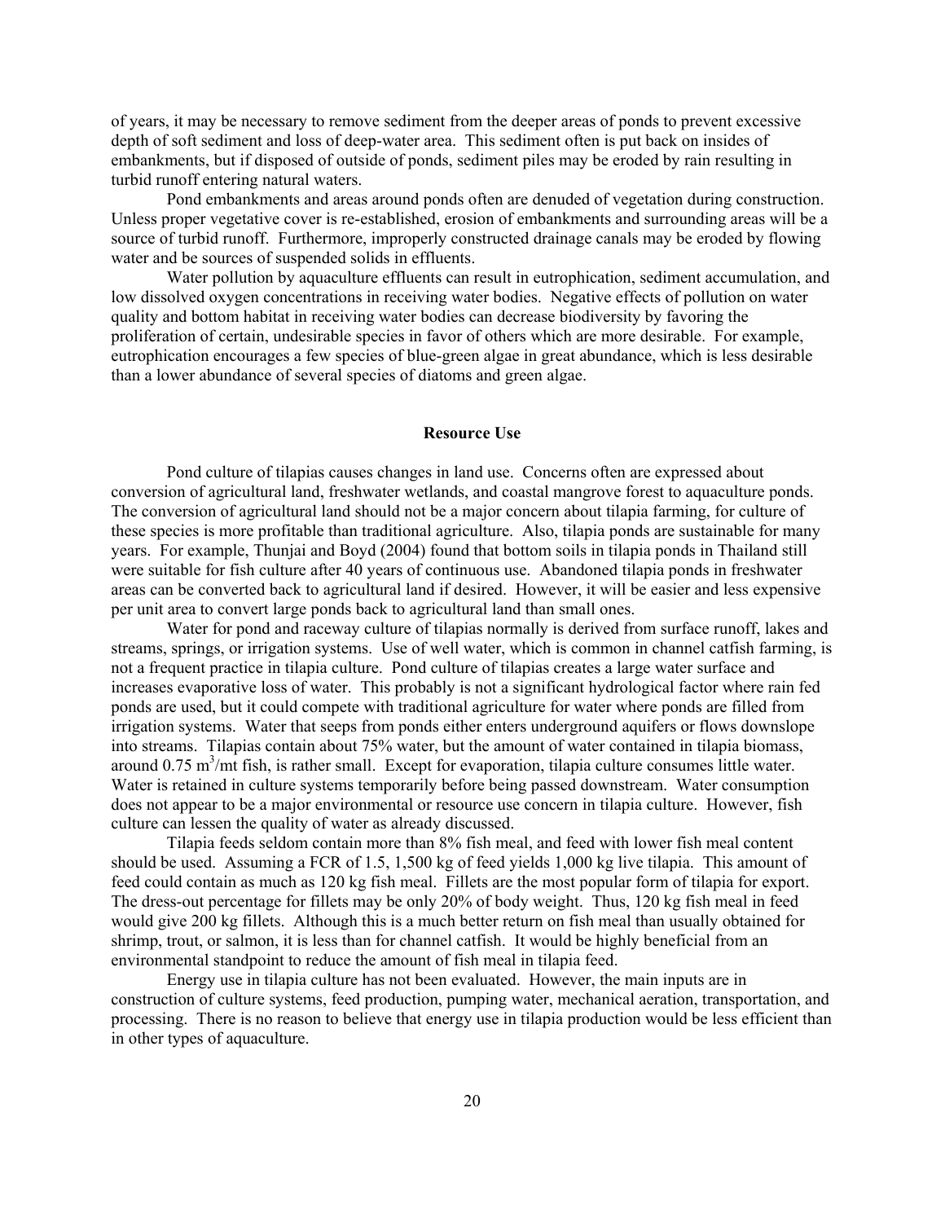of years, it may be necessary to remove sediment from the deeper areas of ponds to prevent excessive depth of soft sediment and loss of deep-water area. This sediment often is put back on insides of embankments, but if disposed of outside of ponds, sediment piles may be eroded by rain resulting in turbid runoff entering natural waters.

Pond embankments and areas around ponds often are denuded of vegetation during construction. Unless proper vegetative cover is re-established, erosion of embankments and surrounding areas will be a source of turbid runoff. Furthermore, improperly constructed drainage canals may be eroded by flowing water and be sources of suspended solids in effluents.

Water pollution by aquaculture effluents can result in eutrophication, sediment accumulation, and low dissolved oxygen concentrations in receiving water bodies. Negative effects of pollution on water quality and bottom habitat in receiving water bodies can decrease biodiversity by favoring the proliferation of certain, undesirable species in favor of others which are more desirable. For example, eutrophication encourages a few species of blue-green algae in great abundance, which is less desirable than a lower abundance of several species of diatoms and green algae.

## Resource Use

Pond culture of tilapias causes changes in land use. Concerns often are expressed about conversion of agricultural land, freshwater wetlands, and coastal mangrove forest to aquaculture ponds. The conversion of agricultural land should not be a major concern about tilapia farming, for culture of these species is more profitable than traditional agriculture. Also, tilapia ponds are sustainable for many years. For example, Thunjai and Boyd (2004) found that bottom soils in tilapia ponds in Thailand still were suitable for fish culture after 40 years of continuous use. Abandoned tilapia ponds in freshwater areas can be converted back to agricultural land if desired. However, it will be easier and less expensive per unit area to convert large ponds back to agricultural land than small ones.

Water for pond and raceway culture of tilapias normally is derived from surface runoff, lakes and streams, springs, or irrigation systems. Use of well water, which is common in channel catfish farming, is not a frequent practice in tilapia culture. Pond culture of tilapias creates a large water surface and increases evaporative loss of water. This probably is not a significant hydrological factor where rain fed ponds are used, but it could compete with traditional agriculture for water where ponds are filled from irrigation systems. Water that seeps from ponds either enters underground aquifers or flows downslope into streams. Tilapias contain about 75% water, but the amount of water contained in tilapia biomass, around 0.75 $m^3$/mt fish, is rather small. Except for evaporation, tilapia culture consumes little water. Water is retained in culture systems temporarily before being passed downstream. Water consumption does not appear to be a major environmental or resource use concern in tilapia culture. However, fish culture can lessen the quality of water as already discussed.

Tilapia feeds seldom contain more than 8% fish meal, and feed with lower fish meal content should be used. Assuming a FCR of 1.5, 1,500 kg of feed yields 1,000 kg live tilapia. This amount of feed could contain as much as 120 kg fish meal. Fillets are the most popular form of tilapia for export. The dress-out percentage for fillets may be only 20% of body weight. Thus, 120 kg fish meal in feed would give 200 kg fillets. Although this is a much better return on fish meal than usually obtained for shrimp, trout, or salmon, it is less than for channel catfish. It would be highly beneficial from an environmental standpoint to reduce the amount of fish meal in tilapia feed.

Energy use in tilapia culture has not been evaluated. However, the main inputs are in construction of culture systems, feed production, pumping water, mechanical aeration, transportation, and processing. There is no reason to believe that energy use in tilapia production would be less efficient than in other types of aquaculture.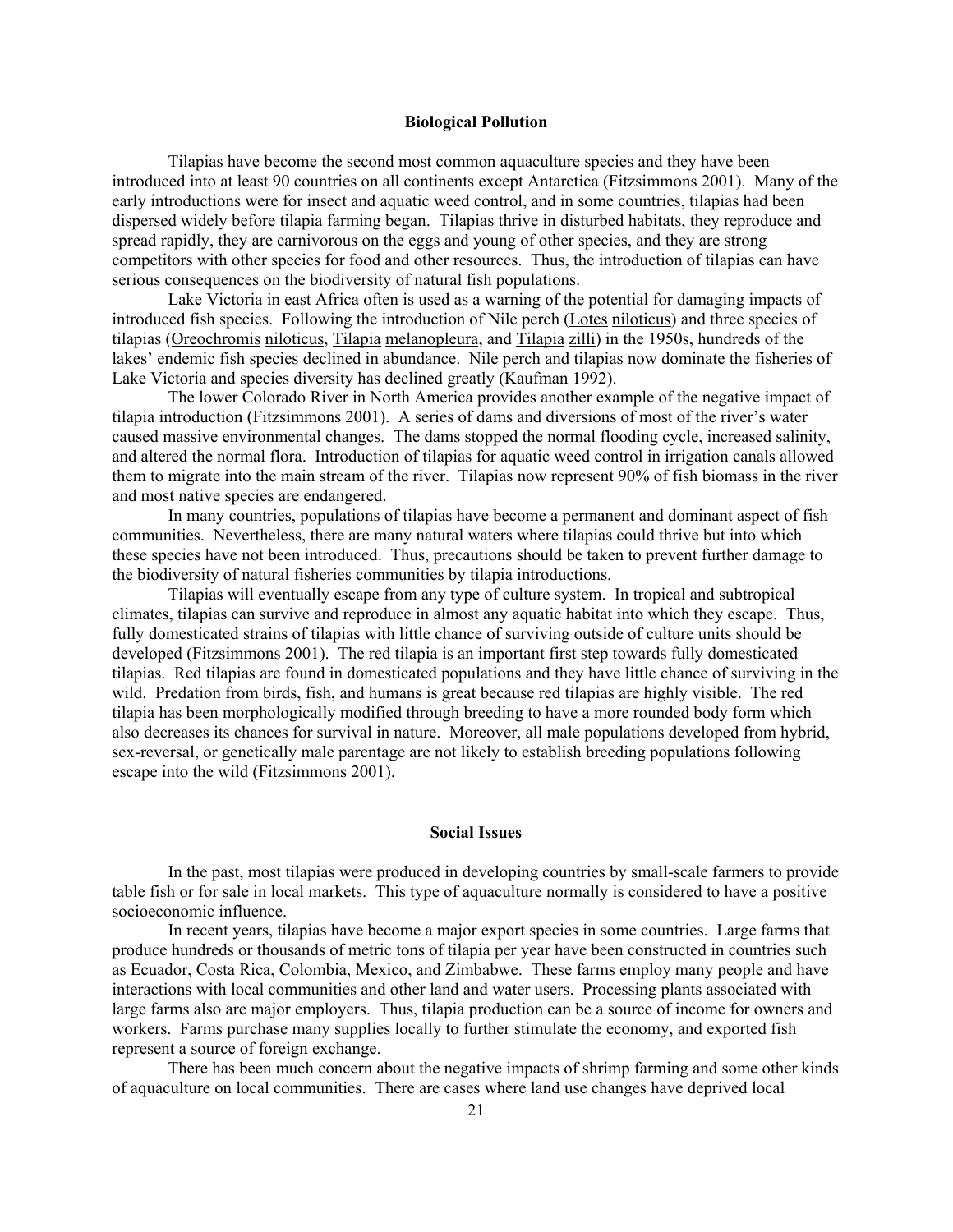## Biological Pollution

Tilapias have become the second most common aquaculture species and they have been introduced into at least 90 countries on all continents except Antarctica (Fitzsimmons 2001). Many of the early introductions were for insect and aquatic weed control, and in some countries, tilapias had been dispersed widely before tilapia farming began. Tilapias thrive in disturbed habitats, they reproduce and spread rapidly, they are carnivorous on the eggs and young of other species, and they are strong competitors with other species for food and other resources. Thus, the introduction of tilapias can have serious consequences on the biodiversity of natural fish populations.

Lake Victoria in east Africa often is used as a warning of the potential for damaging impacts of introduced fish species. Following the introduction of Nile perch (Lotes niloticus) and three species of tilapias (Oreochromis niloticus, Tilapia melanopleura, and Tilapia zilli) in the 1950s, hundreds of the lakes' endemic fish species declined in abundance. Nile perch and tilapias now dominate the fisheries of Lake Victoria and species diversity has declined greatly (Kaufman 1992).

The lower Colorado River in North America provides another example of the negative impact of tilapia introduction (Fitzsimmons 2001). A series of dams and diversions of most of the river's water caused massive environmental changes. The dams stopped the normal flooding cycle, increased salinity, and altered the normal flora. Introduction of tilapias for aquatic weed control in irrigation canals allowed them to migrate into the main stream of the river. Tilapias now represent 90% of fish biomass in the river and most native species are endangered.

In many countries, populations of tilapias have become a permanent and dominant aspect of fish communities. Nevertheless, there are many natural waters where tilapias could thrive but into which these species have not been introduced. Thus, precautions should be taken to prevent further damage to the biodiversity of natural fisheries communities by tilapia introductions.

Tilapias will eventually escape from any type of culture system. In tropical and subtropical climates, tilapias can survive and reproduce in almost any aquatic habitat into which they escape. Thus, fully domesticated strains of tilapias with little chance of surviving outside of culture units should be developed (Fitzsimmons 2001). The red tilapia is an important first step towards fully domesticated tilapias. Red tilapias are found in domesticated populations and they have little chance of surviving in the wild. Predation from birds, fish, and humans is great because red tilapias are highly visible. The red tilapia has been morphologically modified through breeding to have a more rounded body form which also decreases its chances for survival in nature. Moreover, all male populations developed from hybrid, sex-reversal, or genetically male parentage are not likely to establish breeding populations following escape into the wild (Fitzsimmons 2001).

## Social Issues

In the past, most tilapias were produced in developing countries by small-scale farmers to provide table fish or for sale in local markets. This type of aquaculture normally is considered to have a positive socioeconomic influence.

In recent years, tilapias have become a major export species in some countries. Large farms that produce hundreds or thousands of metric tons of tilapia per year have been constructed in countries such as Ecuador, Costa Rica, Colombia, Mexico, and Zimbabwe. These farms employ many people and have interactions with local communities and other land and water users. Processing plants associated with large farms also are major employers. Thus, tilapia production can be a source of income for owners and workers. Farms purchase many supplies locally to further stimulate the economy, and exported fish represent a source of foreign exchange.

There has been much concern about the negative impacts of shrimp farming and some other kinds of aquaculture on local communities. There are cases where land use changes have deprived local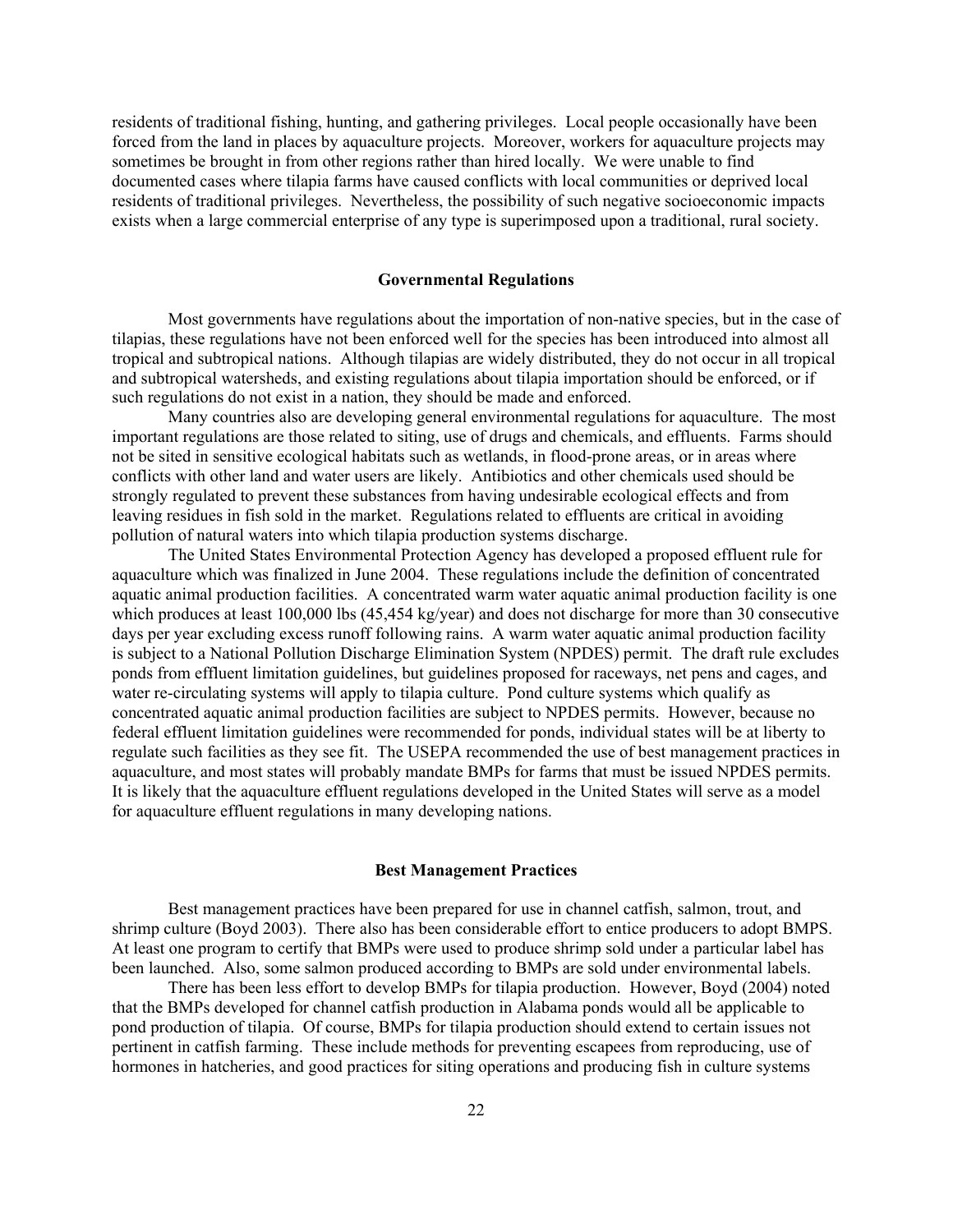residents of traditional fishing, hunting, and gathering privileges. Local people occasionally have been forced from the land in places by aquaculture projects. Moreover, workers for aquaculture projects may sometimes be brought in from other regions rather than hired locally. We were unable to find documented cases where tilapia farms have caused conflicts with local communities or deprived local residents of traditional privileges. Nevertheless, the possibility of such negative socioeconomic impacts exists when a large commercial enterprise of any type is superimposed upon a traditional, rural society.

## Governmental Regulations

Most governments have regulations about the importation of non-native species, but in the case of tilapias, these regulations have not been enforced well for the species has been introduced into almost all tropical and subtropical nations. Although tilapias are widely distributed, they do not occur in all tropical and subtropical watersheds, and existing regulations about tilapia importation should be enforced, or if such regulations do not exist in a nation, they should be made and enforced.

Many countries also are developing general environmental regulations for aquaculture. The most important regulations are those related to siting, use of drugs and chemicals, and effluents. Farms should not be sited in sensitive ecological habitats such as wetlands, in flood-prone areas, or in areas where conflicts with other land and water users are likely. Antibiotics and other chemicals used should be strongly regulated to prevent these substances from having undesirable ecological effects and from leaving residues in fish sold in the market. Regulations related to effluents are critical in avoiding pollution of natural waters into which tilapia production systems discharge.

The United States Environmental Protection Agency has developed a proposed effluent rule for aquaculture which was finalized in June 2004. These regulations include the definition of concentrated aquatic animal production facilities. A concentrated warm water aquatic animal production facility is one which produces at least 100,000 lbs (45,454 kg/year) and does not discharge for more than 30 consecutive days per year excluding excess runoff following rains. A warm water aquatic animal production facility is subject to a National Pollution Discharge Elimination System (NPDES) permit. The draft rule excludes ponds from effluent limitation guidelines, but guidelines proposed for raceways, net pens and cages, and water re-circulating systems will apply to tilapia culture. Pond culture systems which qualify as concentrated aquatic animal production facilities are subject to NPDES permits. However, because no federal effluent limitation guidelines were recommended for ponds, individual states will be at liberty to regulate such facilities as they see fit. The USEPA recommended the use of best management practices in aquaculture, and most states will probably mandate BMPs for farms that must be issued NPDES permits. It is likely that the aquaculture effluent regulations developed in the United States will serve as a model for aquaculture effluent regulations in many developing nations.

## Best Management Practices

Best management practices have been prepared for use in channel catfish, salmon, trout, and shrimp culture (Boyd 2003). There also has been considerable effort to entice producers to adopt BMPS. At least one program to certify that BMPs were used to produce shrimp sold under a particular label has been launched. Also, some salmon produced according to BMPs are sold under environmental labels.

There has been less effort to develop BMPs for tilapia production. However, Boyd (2004) noted that the BMPs developed for channel catfish production in Alabama ponds would all be applicable to pond production of tilapia. Of course, BMPs for tilapia production should extend to certain issues not pertinent in catfish farming. These include methods for preventing escapees from reproducing, use of hormones in hatcheries, and good practices for siting operations and producing fish in culture systems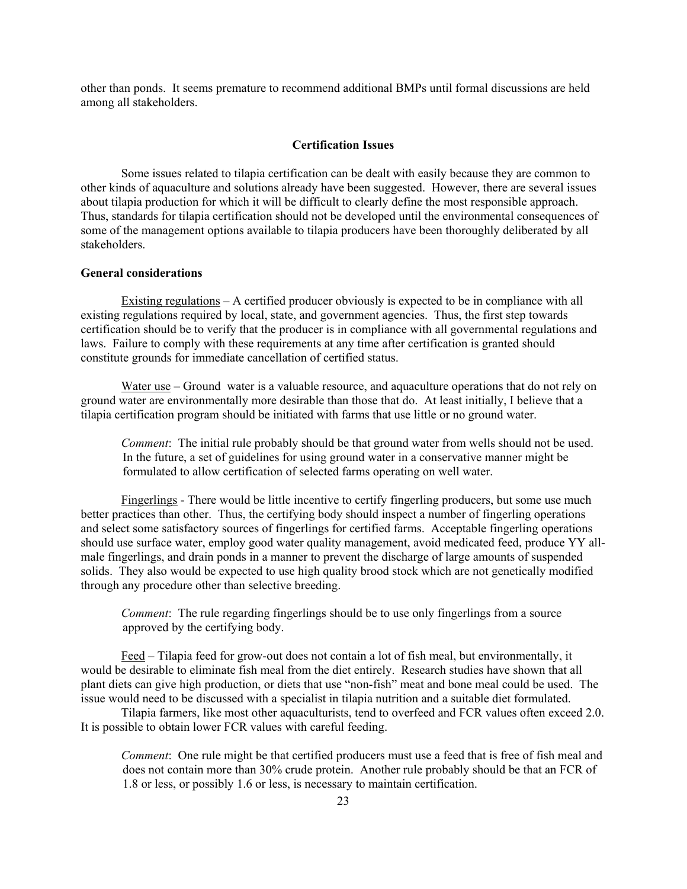other than ponds. It seems premature to recommend additional BMPs until formal discussions are held among all stakeholders.

## Certification Issues

Some issues related to tilapia certification can be dealt with easily because they are common to other kinds of aquaculture and solutions already have been suggested. However, there are several issues about tilapia production for which it will be difficult to clearly define the most responsible approach. Thus, standards for tilapia certification should not be developed until the environmental consequences of some of the management options available to tilapia producers have been thoroughly deliberated by all stakeholders.

### General considerations

Existing regulations – A certified producer obviously is expected to be in compliance with all existing regulations required by local, state, and government agencies. Thus, the first step towards certification should be to verify that the producer is in compliance with all governmental regulations and laws. Failure to comply with these requirements at any time after certification is granted should constitute grounds for immediate cancellation of certified status.

Water use – Ground water is a valuable resource, and aquaculture operations that do not rely on ground water are environmentally more desirable than those that do. At least initially, I believe that a tilapia certification program should be initiated with farms that use little or no ground water.

> *Comment*: The initial rule probably should be that ground water from wells should not be used. In the future, a set of guidelines for using ground water in a conservative manner might be formulated to allow certification of selected farms operating on well water.

Fingerlings - There would be little incentive to certify fingerling producers, but some use much better practices than other. Thus, the certifying body should inspect a number of fingerling operations and select some satisfactory sources of fingerlings for certified farms. Acceptable fingerling operations should use surface water, employ good water quality management, avoid medicated feed, produce YY all-male fingerlings, and drain ponds in a manner to prevent the discharge of large amounts of suspended solids. They also would be expected to use high quality brood stock which are not genetically modified through any procedure other than selective breeding.

> *Comment*: The rule regarding fingerlings should be to use only fingerlings from a source approved by the certifying body.

Feed – Tilapia feed for grow-out does not contain a lot of fish meal, but environmentally, it would be desirable to eliminate fish meal from the diet entirely. Research studies have shown that all plant diets can give high production, or diets that use "non-fish" meat and bone meal could be used. The issue would need to be discussed with a specialist in tilapia nutrition and a suitable diet formulated.

Tilapia farmers, like most other aquaculturists, tend to overfeed and FCR values often exceed 2.0. It is possible to obtain lower FCR values with careful feeding.

> *Comment*: One rule might be that certified producers must use a feed that is free of fish meal and does not contain more than 30% crude protein. Another rule probably should be that an FCR of 1.8 or less, or possibly 1.6 or less, is necessary to maintain certification.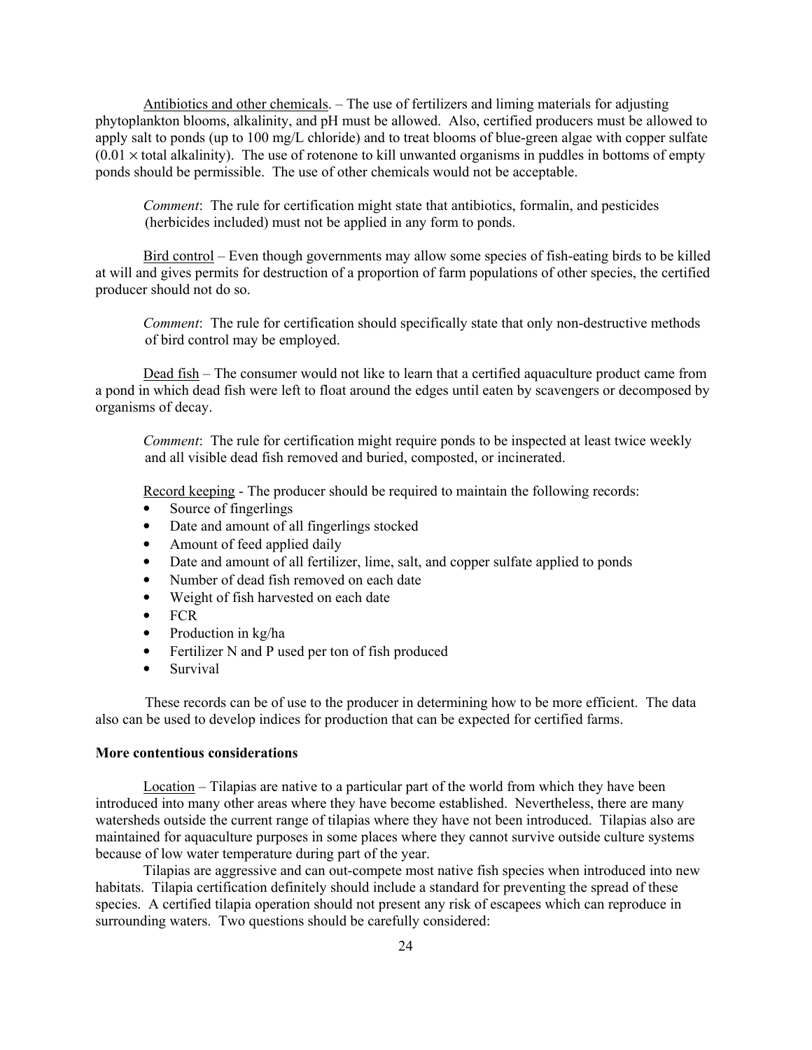<u>Antibiotics and other chemicals</u>. – The use of fertilizers and liming materials for adjusting phytoplankton blooms, alkalinity, and pH must be allowed. Also, certified producers must be allowed to apply salt to ponds (up to 100 mg/L chloride) and to treat blooms of blue-green algae with copper sulfate ($0.01 \times$ total alkalinity). The use of rotenone to kill unwanted organisms in puddles in bottoms of empty ponds should be permissible. The use of other chemicals would not be acceptable.

> *Comment*: The rule for certification might state that antibiotics, formalin, and pesticides (herbicides included) must not be applied in any form to ponds.

<u>Bird control</u> – Even though governments may allow some species of fish-eating birds to be killed at will and gives permits for destruction of a proportion of farm populations of other species, the certified producer should not do so.

> *Comment*: The rule for certification should specifically state that only non-destructive methods of bird control may be employed.

<u>Dead fish</u> – The consumer would not like to learn that a certified aquaculture product came from a pond in which dead fish were left to float around the edges until eaten by scavengers or decomposed by organisms of decay.

> *Comment*: The rule for certification might require ponds to be inspected at least twice weekly and all visible dead fish removed and buried, composted, or incinerated.

<u>Record keeping</u> - The producer should be required to maintain the following records:

- Source of fingerlings
- Date and amount of all fingerlings stocked
- Amount of feed applied daily
- Date and amount of all fertilizer, lime, salt, and copper sulfate applied to ponds
- Number of dead fish removed on each date
- Weight of fish harvested on each date
- FCR
- Production in kg/ha
- Fertilizer N and P used per ton of fish produced
- Survival

These records can be of use to the producer in determining how to be more efficient. The data also can be used to develop indices for production that can be expected for certified farms.

**More contentious considerations**

<u>Location</u> – Tilapias are native to a particular part of the world from which they have been introduced into many other areas where they have become established. Nevertheless, there are many watersheds outside the current range of tilapias where they have not been introduced. Tilapias also are maintained for aquaculture purposes in some places where they cannot survive outside culture systems because of low water temperature during part of the year.

Tilapias are aggressive and can out-compete most native fish species when introduced into new habitats. Tilapia certification definitely should include a standard for preventing the spread of these species. A certified tilapia operation should not present any risk of escapees which can reproduce in surrounding waters. Two questions should be carefully considered: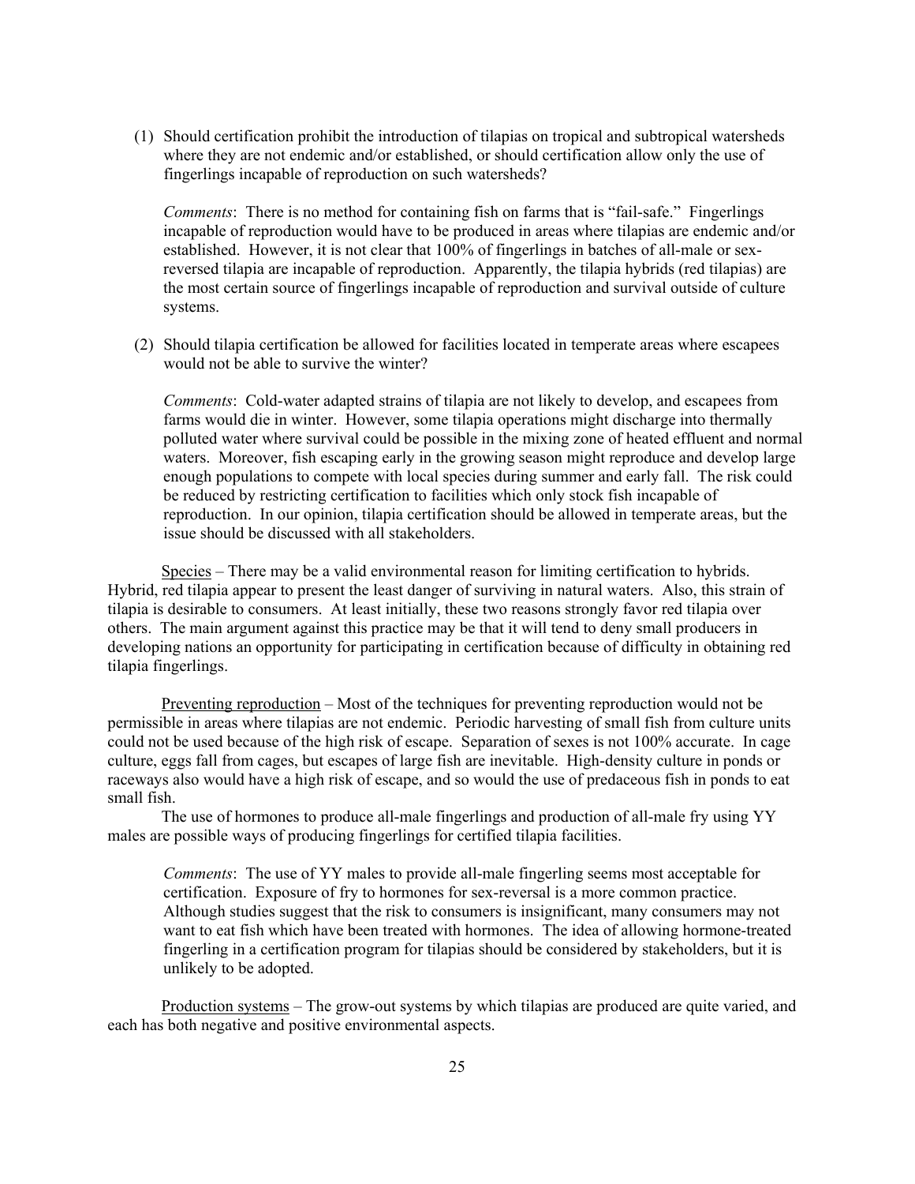(1) Should certification prohibit the introduction of tilapias on tropical and subtropical watersheds where they are not endemic and/or established, or should certification allow only the use of fingerlings incapable of reproduction on such watersheds?

   *Comments*: There is no method for containing fish on farms that is "fail-safe." Fingerlings incapable of reproduction would have to be produced in areas where tilapias are endemic and/or established. However, it is not clear that 100% of fingerlings in batches of all-male or sex-reversed tilapia are incapable of reproduction. Apparently, the tilapia hybrids (red tilapias) are the most certain source of fingerlings incapable of reproduction and survival outside of culture systems.

(2) Should tilapia certification be allowed for facilities located in temperate areas where escapees would not be able to survive the winter?

   *Comments*: Cold-water adapted strains of tilapia are not likely to develop, and escapees from farms would die in winter. However, some tilapia operations might discharge into thermally polluted water where survival could be possible in the mixing zone of heated effluent and normal waters. Moreover, fish escaping early in the growing season might reproduce and develop large enough populations to compete with local species during summer and early fall. The risk could be reduced by restricting certification to facilities which only stock fish incapable of reproduction. In our opinion, tilapia certification should be allowed in temperate areas, but the issue should be discussed with all stakeholders.

<u>Species</u> – There may be a valid environmental reason for limiting certification to hybrids. Hybrid, red tilapia appear to present the least danger of surviving in natural waters. Also, this strain of tilapia is desirable to consumers. At least initially, these two reasons strongly favor red tilapia over others. The main argument against this practice may be that it will tend to deny small producers in developing nations an opportunity for participating in certification because of difficulty in obtaining red tilapia fingerlings.

<u>Preventing reproduction</u> – Most of the techniques for preventing reproduction would not be permissible in areas where tilapias are not endemic. Periodic harvesting of small fish from culture units could not be used because of the high risk of escape. Separation of sexes is not 100% accurate. In cage culture, eggs fall from cages, but escapes of large fish are inevitable. High-density culture in ponds or raceways also would have a high risk of escape, and so would the use of predaceous fish in ponds to eat small fish.

The use of hormones to produce all-male fingerlings and production of all-male fry using YY males are possible ways of producing fingerlings for certified tilapia facilities.

*Comments*: The use of YY males to provide all-male fingerling seems most acceptable for certification. Exposure of fry to hormones for sex-reversal is a more common practice. Although studies suggest that the risk to consumers is insignificant, many consumers may not want to eat fish which have been treated with hormones. The idea of allowing hormone-treated fingerling in a certification program for tilapias should be considered by stakeholders, but it is unlikely to be adopted.

<u>Production systems</u> – The grow-out systems by which tilapias are produced are quite varied, and each has both negative and positive environmental aspects.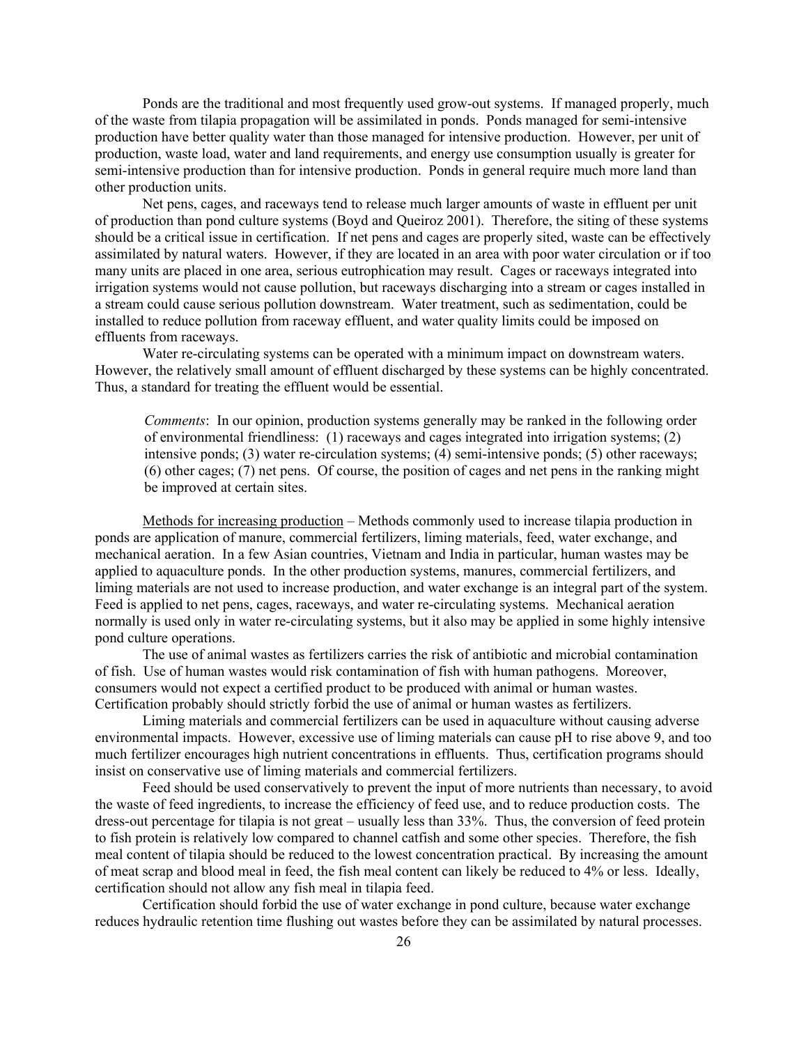Ponds are the traditional and most frequently used grow-out systems. If managed properly, much of the waste from tilapia propagation will be assimilated in ponds. Ponds managed for semi-intensive production have better quality water than those managed for intensive production. However, per unit of production, waste load, water and land requirements, and energy use consumption usually is greater for semi-intensive production than for intensive production. Ponds in general require much more land than other production units.

Net pens, cages, and raceways tend to release much larger amounts of waste in effluent per unit of production than pond culture systems (Boyd and Queiroz 2001). Therefore, the siting of these systems should be a critical issue in certification. If net pens and cages are properly sited, waste can be effectively assimilated by natural waters. However, if they are located in an area with poor water circulation or if too many units are placed in one area, serious eutrophication may result. Cages or raceways integrated into irrigation systems would not cause pollution, but raceways discharging into a stream or cages installed in a stream could cause serious pollution downstream. Water treatment, such as sedimentation, could be installed to reduce pollution from raceway effluent, and water quality limits could be imposed on effluents from raceways.

Water re-circulating systems can be operated with a minimum impact on downstream waters. However, the relatively small amount of effluent discharged by these systems can be highly concentrated. Thus, a standard for treating the effluent would be essential.

> *Comments*: In our opinion, production systems generally may be ranked in the following order of environmental friendliness: (1) raceways and cages integrated into irrigation systems; (2) intensive ponds; (3) water re-circulation systems; (4) semi-intensive ponds; (5) other raceways; (6) other cages; (7) net pens. Of course, the position of cages and net pens in the ranking might be improved at certain sites.

<u>Methods for increasing production</u> – Methods commonly used to increase tilapia production in ponds are application of manure, commercial fertilizers, liming materials, feed, water exchange, and mechanical aeration. In a few Asian countries, Vietnam and India in particular, human wastes may be applied to aquaculture ponds. In the other production systems, manures, commercial fertilizers, and liming materials are not used to increase production, and water exchange is an integral part of the system. Feed is applied to net pens, cages, raceways, and water re-circulating systems. Mechanical aeration normally is used only in water re-circulating systems, but it also may be applied in some highly intensive pond culture operations.

The use of animal wastes as fertilizers carries the risk of antibiotic and microbial contamination of fish. Use of human wastes would risk contamination of fish with human pathogens. Moreover, consumers would not expect a certified product to be produced with animal or human wastes. Certification probably should strictly forbid the use of animal or human wastes as fertilizers.

Liming materials and commercial fertilizers can be used in aquaculture without causing adverse environmental impacts. However, excessive use of liming materials can cause pH to rise above 9, and too much fertilizer encourages high nutrient concentrations in effluents. Thus, certification programs should insist on conservative use of liming materials and commercial fertilizers.

Feed should be used conservatively to prevent the input of more nutrients than necessary, to avoid the waste of feed ingredients, to increase the efficiency of feed use, and to reduce production costs. The dress-out percentage for tilapia is not great – usually less than 33%. Thus, the conversion of feed protein to fish protein is relatively low compared to channel catfish and some other species. Therefore, the fish meal content of tilapia should be reduced to the lowest concentration practical. By increasing the amount of meat scrap and blood meal in feed, the fish meal content can likely be reduced to 4% or less. Ideally, certification should not allow any fish meal in tilapia feed.

Certification should forbid the use of water exchange in pond culture, because water exchange reduces hydraulic retention time flushing out wastes before they can be assimilated by natural processes.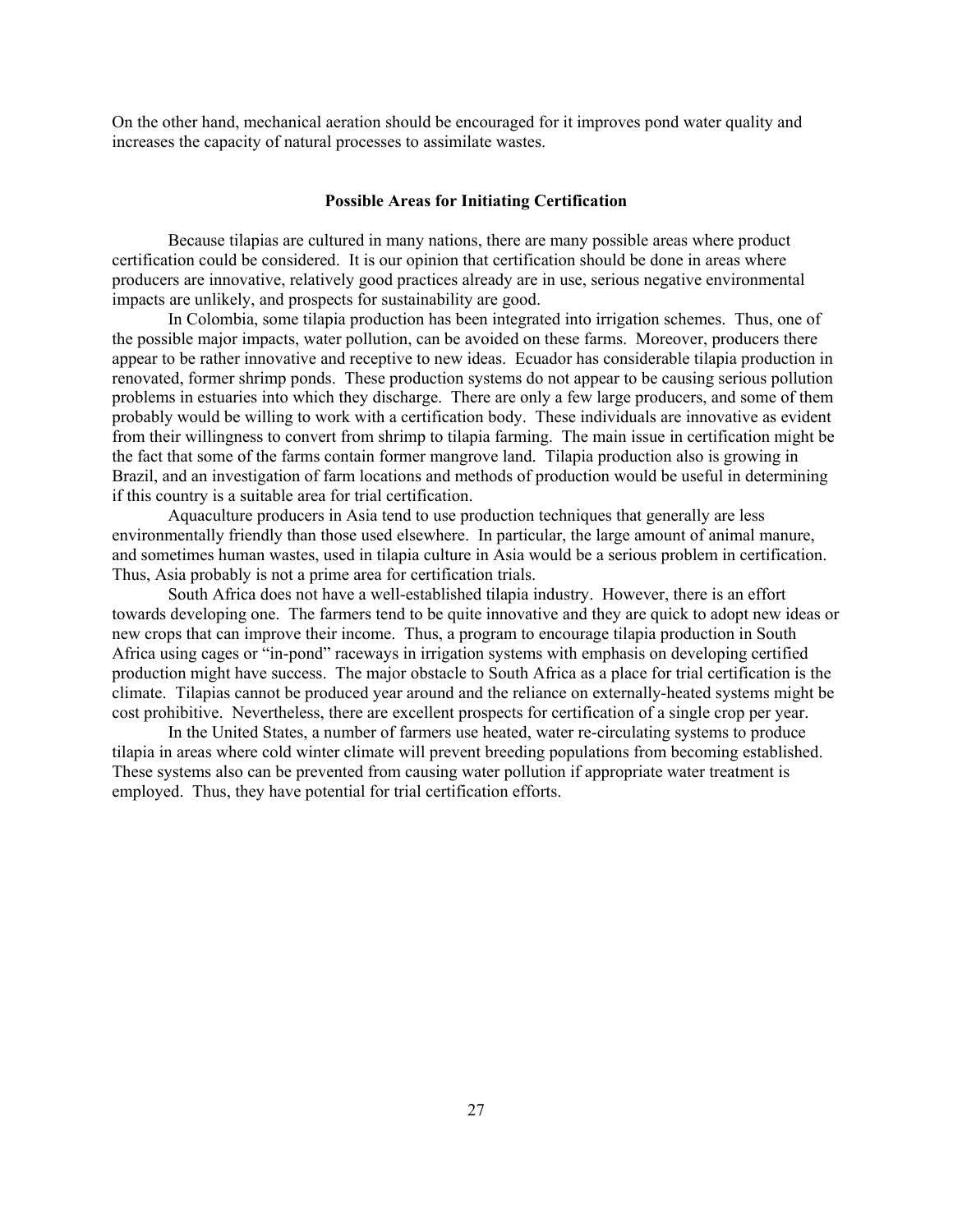On the other hand, mechanical aeration should be encouraged for it improves pond water quality and increases the capacity of natural processes to assimilate wastes.

## Possible Areas for Initiating Certification

Because tilapias are cultured in many nations, there are many possible areas where product certification could be considered. It is our opinion that certification should be done in areas where producers are innovative, relatively good practices already are in use, serious negative environmental impacts are unlikely, and prospects for sustainability are good.

In Colombia, some tilapia production has been integrated into irrigation schemes. Thus, one of the possible major impacts, water pollution, can be avoided on these farms. Moreover, producers there appear to be rather innovative and receptive to new ideas. Ecuador has considerable tilapia production in renovated, former shrimp ponds. These production systems do not appear to be causing serious pollution problems in estuaries into which they discharge. There are only a few large producers, and some of them probably would be willing to work with a certification body. These individuals are innovative as evident from their willingness to convert from shrimp to tilapia farming. The main issue in certification might be the fact that some of the farms contain former mangrove land. Tilapia production also is growing in Brazil, and an investigation of farm locations and methods of production would be useful in determining if this country is a suitable area for trial certification.

Aquaculture producers in Asia tend to use production techniques that generally are less environmentally friendly than those used elsewhere. In particular, the large amount of animal manure, and sometimes human wastes, used in tilapia culture in Asia would be a serious problem in certification. Thus, Asia probably is not a prime area for certification trials.

South Africa does not have a well-established tilapia industry. However, there is an effort towards developing one. The farmers tend to be quite innovative and they are quick to adopt new ideas or new crops that can improve their income. Thus, a program to encourage tilapia production in South Africa using cages or "in-pond" raceways in irrigation systems with emphasis on developing certified production might have success. The major obstacle to South Africa as a place for trial certification is the climate. Tilapias cannot be produced year around and the reliance on externally-heated systems might be cost prohibitive. Nevertheless, there are excellent prospects for certification of a single crop per year.

In the United States, a number of farmers use heated, water re-circulating systems to produce tilapia in areas where cold winter climate will prevent breeding populations from becoming established. These systems also can be prevented from causing water pollution if appropriate water treatment is employed. Thus, they have potential for trial certification efforts.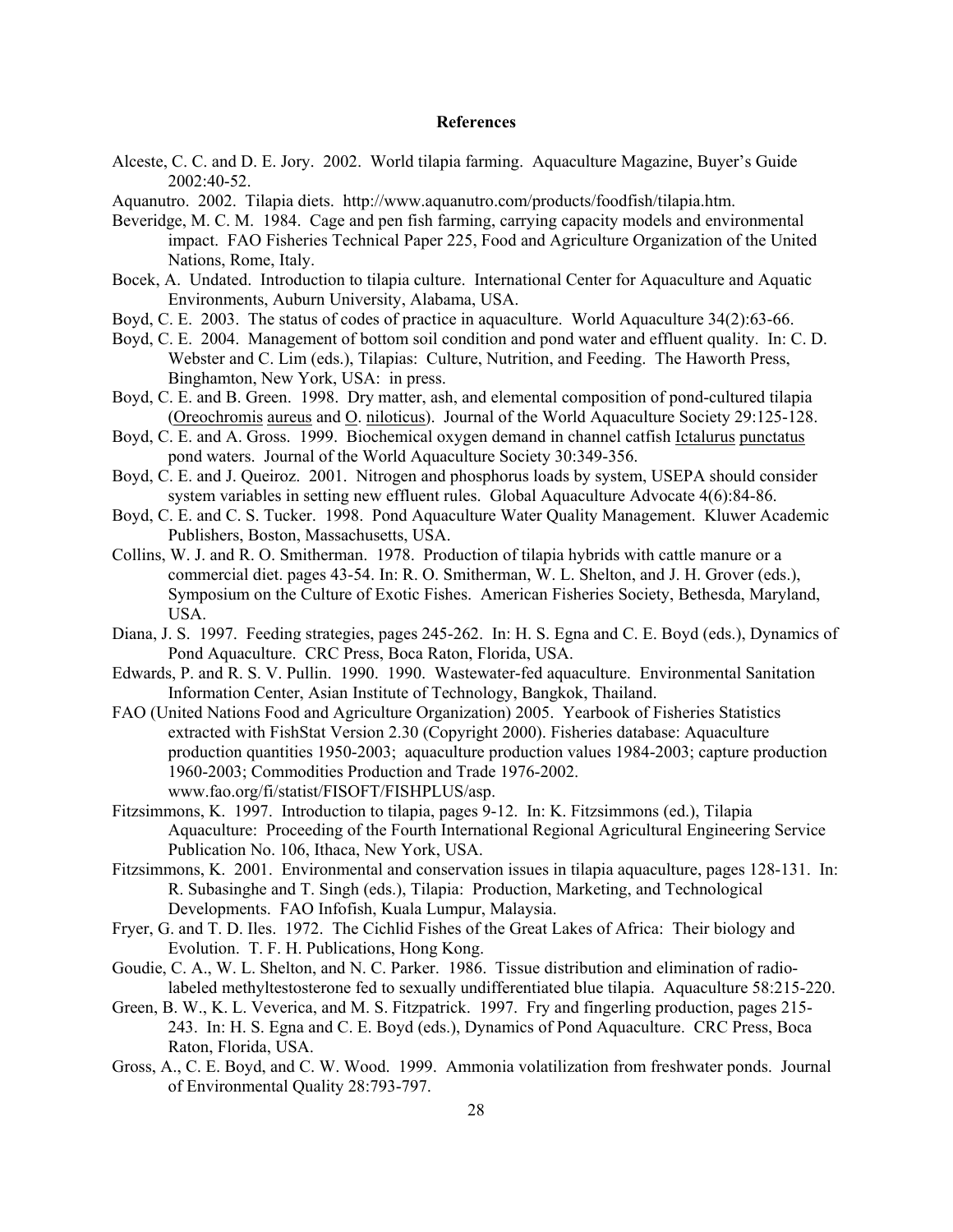# References

Alceste, C. C. and D. E. Jory. 2002. World tilapia farming. Aquaculture Magazine, Buyer's Guide 2002:40-52.

Aquanutro. 2002. Tilapia diets. http://www.aquanutro.com/products/foodfish/tilapia.htm.

Beveridge, M. C. M. 1984. Cage and pen fish farming, carrying capacity models and environmental impact. FAO Fisheries Technical Paper 225, Food and Agriculture Organization of the United Nations, Rome, Italy.

Bocek, A. Undated. Introduction to tilapia culture. International Center for Aquaculture and Aquatic Environments, Auburn University, Alabama, USA.

Boyd, C. E. 2003. The status of codes of practice in aquaculture. World Aquaculture 34(2):63-66.

Boyd, C. E. 2004. Management of bottom soil condition and pond water and effluent quality. In: C. D. Webster and C. Lim (eds.), Tilapias: Culture, Nutrition, and Feeding. The Haworth Press, Binghamton, New York, USA: in press.

Boyd, C. E. and B. Green. 1998. Dry matter, ash, and elemental composition of pond-cultured tilapia (Oreochromis aureus and O. niloticus). Journal of the World Aquaculture Society 29:125-128.

Boyd, C. E. and A. Gross. 1999. Biochemical oxygen demand in channel catfish Ictalurus punctatus pond waters. Journal of the World Aquaculture Society 30:349-356.

Boyd, C. E. and J. Queiroz. 2001. Nitrogen and phosphorus loads by system, USEPA should consider system variables in setting new effluent rules. Global Aquaculture Advocate 4(6):84-86.

Boyd, C. E. and C. S. Tucker. 1998. Pond Aquaculture Water Quality Management. Kluwer Academic Publishers, Boston, Massachusetts, USA.

Collins, W. J. and R. O. Smitherman. 1978. Production of tilapia hybrids with cattle manure or a commercial diet. pages 43-54. In: R. O. Smitherman, W. L. Shelton, and J. H. Grover (eds.), Symposium on the Culture of Exotic Fishes. American Fisheries Society, Bethesda, Maryland, USA.

Diana, J. S. 1997. Feeding strategies, pages 245-262. In: H. S. Egna and C. E. Boyd (eds.), Dynamics of Pond Aquaculture. CRC Press, Boca Raton, Florida, USA.

Edwards, P. and R. S. V. Pullin. 1990. 1990. Wastewater-fed aquaculture. Environmental Sanitation Information Center, Asian Institute of Technology, Bangkok, Thailand.

FAO (United Nations Food and Agriculture Organization) 2005. Yearbook of Fisheries Statistics extracted with FishStat Version 2.30 (Copyright 2000). Fisheries database: Aquaculture production quantities 1950-2003; aquaculture production values 1984-2003; capture production 1960-2003; Commodities Production and Trade 1976-2002. www.fao.org/fi/statist/FISOFT/FISHPLUS/asp.

Fitzsimmons, K. 1997. Introduction to tilapia, pages 9-12. In: K. Fitzsimmons (ed.), Tilapia Aquaculture: Proceeding of the Fourth International Regional Agricultural Engineering Service Publication No. 106, Ithaca, New York, USA.

Fitzsimmons, K. 2001. Environmental and conservation issues in tilapia aquaculture, pages 128-131. In: R. Subasinghe and T. Singh (eds.), Tilapia: Production, Marketing, and Technological Developments. FAO Infofish, Kuala Lumpur, Malaysia.

Fryer, G. and T. D. Iles. 1972. The Cichlid Fishes of the Great Lakes of Africa: Their biology and Evolution. T. F. H. Publications, Hong Kong.

Goudie, C. A., W. L. Shelton, and N. C. Parker. 1986. Tissue distribution and elimination of radio-labeled methyltestosterone fed to sexually undifferentiated blue tilapia. Aquaculture 58:215-220.

Green, B. W., K. L. Veverica, and M. S. Fitzpatrick. 1997. Fry and fingerling production, pages 215-243. In: H. S. Egna and C. E. Boyd (eds.), Dynamics of Pond Aquaculture. CRC Press, Boca Raton, Florida, USA.

Gross, A., C. E. Boyd, and C. W. Wood. 1999. Ammonia volatilization from freshwater ponds. Journal of Environmental Quality 28:793-797.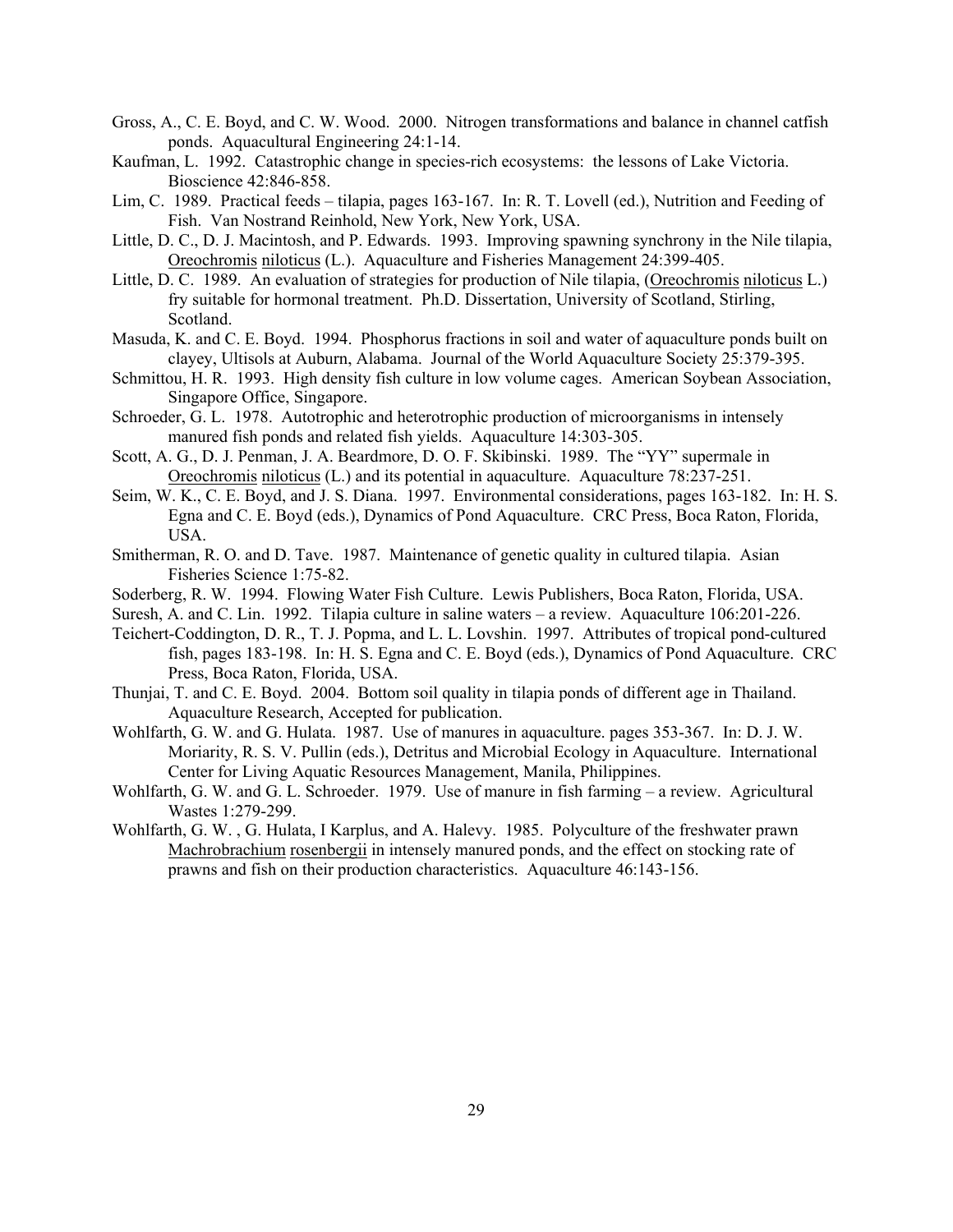Gross, A., C. E. Boyd, and C. W. Wood. 2000. Nitrogen transformations and balance in channel catfish ponds. Aquacultural Engineering 24:1-14.

Kaufman, L. 1992. Catastrophic change in species-rich ecosystems: the lessons of Lake Victoria. Bioscience 42:846-858.

Lim, C. 1989. Practical feeds – tilapia, pages 163-167. In: R. T. Lovell (ed.), Nutrition and Feeding of Fish. Van Nostrand Reinhold, New York, New York, USA.

Little, D. C., D. J. Macintosh, and P. Edwards. 1993. Improving spawning synchrony in the Nile tilapia, Oreochromis niloticus (L.). Aquaculture and Fisheries Management 24:399-405.

Little, D. C. 1989. An evaluation of strategies for production of Nile tilapia, (Oreochromis niloticus L.) fry suitable for hormonal treatment. Ph.D. Dissertation, University of Scotland, Stirling, Scotland.

Masuda, K. and C. E. Boyd. 1994. Phosphorus fractions in soil and water of aquaculture ponds built on clayey, Ultisols at Auburn, Alabama. Journal of the World Aquaculture Society 25:379-395.

Schmittou, H. R. 1993. High density fish culture in low volume cages. American Soybean Association, Singapore Office, Singapore.

Schroeder, G. L. 1978. Autotrophic and heterotrophic production of microorganisms in intensely manured fish ponds and related fish yields. Aquaculture 14:303-305.

Scott, A. G., D. J. Penman, J. A. Beardmore, D. O. F. Skibinski. 1989. The "YY" supermale in Oreochromis niloticus (L.) and its potential in aquaculture. Aquaculture 78:237-251.

Seim, W. K., C. E. Boyd, and J. S. Diana. 1997. Environmental considerations, pages 163-182. In: H. S. Egna and C. E. Boyd (eds.), Dynamics of Pond Aquaculture. CRC Press, Boca Raton, Florida, USA.

Smitherman, R. O. and D. Tave. 1987. Maintenance of genetic quality in cultured tilapia. Asian Fisheries Science 1:75-82.

Soderberg, R. W. 1994. Flowing Water Fish Culture. Lewis Publishers, Boca Raton, Florida, USA.

Suresh, A. and C. Lin. 1992. Tilapia culture in saline waters – a review. Aquaculture 106:201-226.

Teichert-Coddington, D. R., T. J. Popma, and L. L. Lovshin. 1997. Attributes of tropical pond-cultured fish, pages 183-198. In: H. S. Egna and C. E. Boyd (eds.), Dynamics of Pond Aquaculture. CRC Press, Boca Raton, Florida, USA.

Thunjai, T. and C. E. Boyd. 2004. Bottom soil quality in tilapia ponds of different age in Thailand. Aquaculture Research, Accepted for publication.

Wohlfarth, G. W. and G. Hulata. 1987. Use of manures in aquaculture. pages 353-367. In: D. J. W. Moriarity, R. S. V. Pullin (eds.), Detritus and Microbial Ecology in Aquaculture. International Center for Living Aquatic Resources Management, Manila, Philippines.

Wohlfarth, G. W. and G. L. Schroeder. 1979. Use of manure in fish farming – a review. Agricultural Wastes 1:279-299.

Wohlfarth, G. W. , G. Hulata, I Karplus, and A. Halevy. 1985. Polyculture of the freshwater prawn Machrobrachium rosenbergii in intensely manured ponds, and the effect on stocking rate of prawns and fish on their production characteristics. Aquaculture 46:143-156.